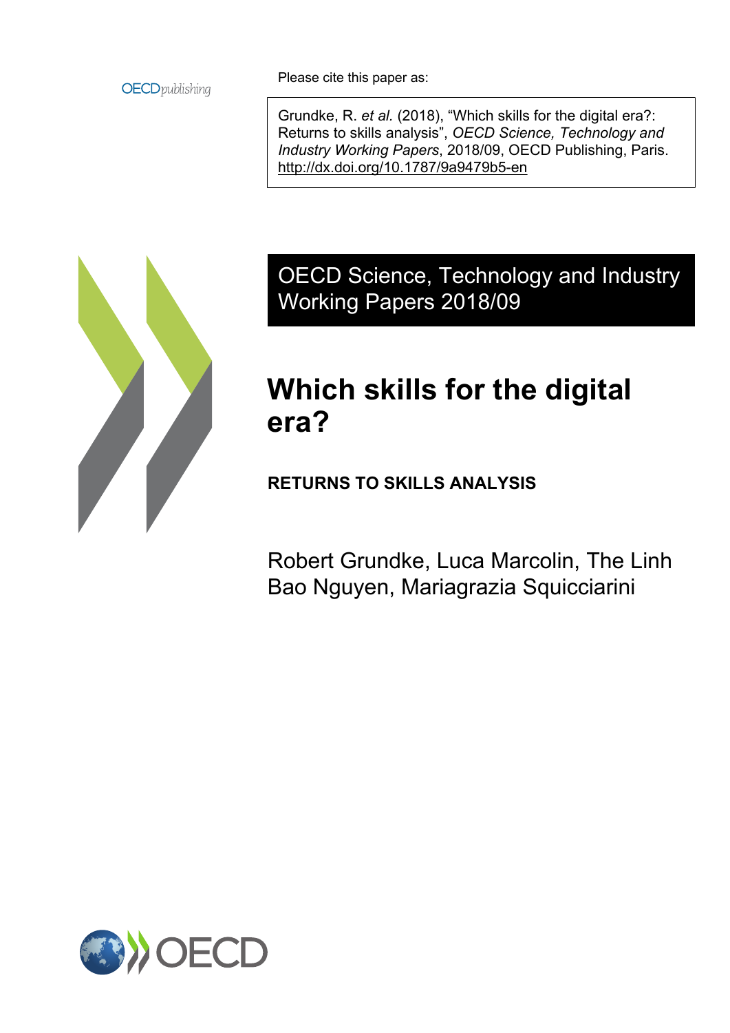OECDpublishing

Please cite this paper as:

Grundke, R. *et al.* (2018), "Which skills for the digital era?: Returns to skills analysis", *OECD Science, Technology and Industry Working Papers*, 2018/09, OECD Publishing, Paris. http://dx.doi.org/10.1787/9a9479b5-en

OECD Science, Technology and Industry Working Papers 2018/09

# Which skills for the digital era?

## RETURNS TO SKILLS ANALYSIS

Robert Grundke, Luca Marcolin, The Linh Bao Nguyen, Mariagrazia Squicciarini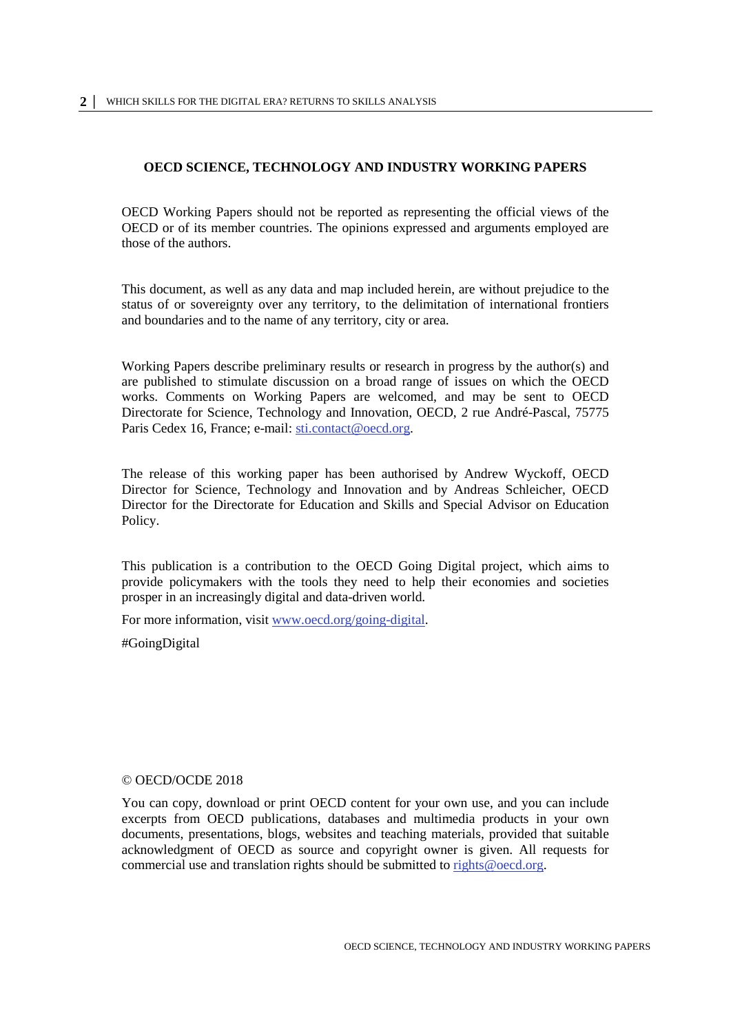**OECD SCIENCE, TECHNOLOGY AND INDUSTRY WORKING PAPERS**

OECD Working Papers should not be reported as representing the official views of the OECD or of its member countries. The opinions expressed and arguments employed are those of the authors.

This document, as well as any data and map included herein, are without prejudice to the status of or sovereignty over any territory, to the delimitation of international frontiers and boundaries and to the name of any territory, city or area.

Working Papers describe preliminary results or research in progress by the author(s) and are published to stimulate discussion on a broad range of issues on which the OECD works. Comments on Working Papers are welcomed, and may be sent to OECD Directorate for Science, Technology and Innovation, OECD, 2 rue André-Pascal, 75775 Paris Cedex 16, France; e-mail: sti.contact@oecd.org.

The release of this working paper has been authorised by Andrew Wyckoff, OECD Director for Science, Technology and Innovation and by Andreas Schleicher, OECD Director for the Directorate for Education and Skills and Special Advisor on Education Policy.

This publication is a contribution to the OECD Going Digital project, which aims to provide policymakers with the tools they need to help their economies and societies prosper in an increasingly digital and data-driven world.

For more information, visit www.oecd.org/going-digital.

#GoingDigital

© OECD/OCDE 2018

You can copy, download or print OECD content for your own use, and you can include excerpts from OECD publications, databases and multimedia products in your own documents, presentations, blogs, websites and teaching materials, provided that suitable acknowledgment of OECD as source and copyright owner is given. All requests for commercial use and translation rights should be submitted to rights@oecd.org.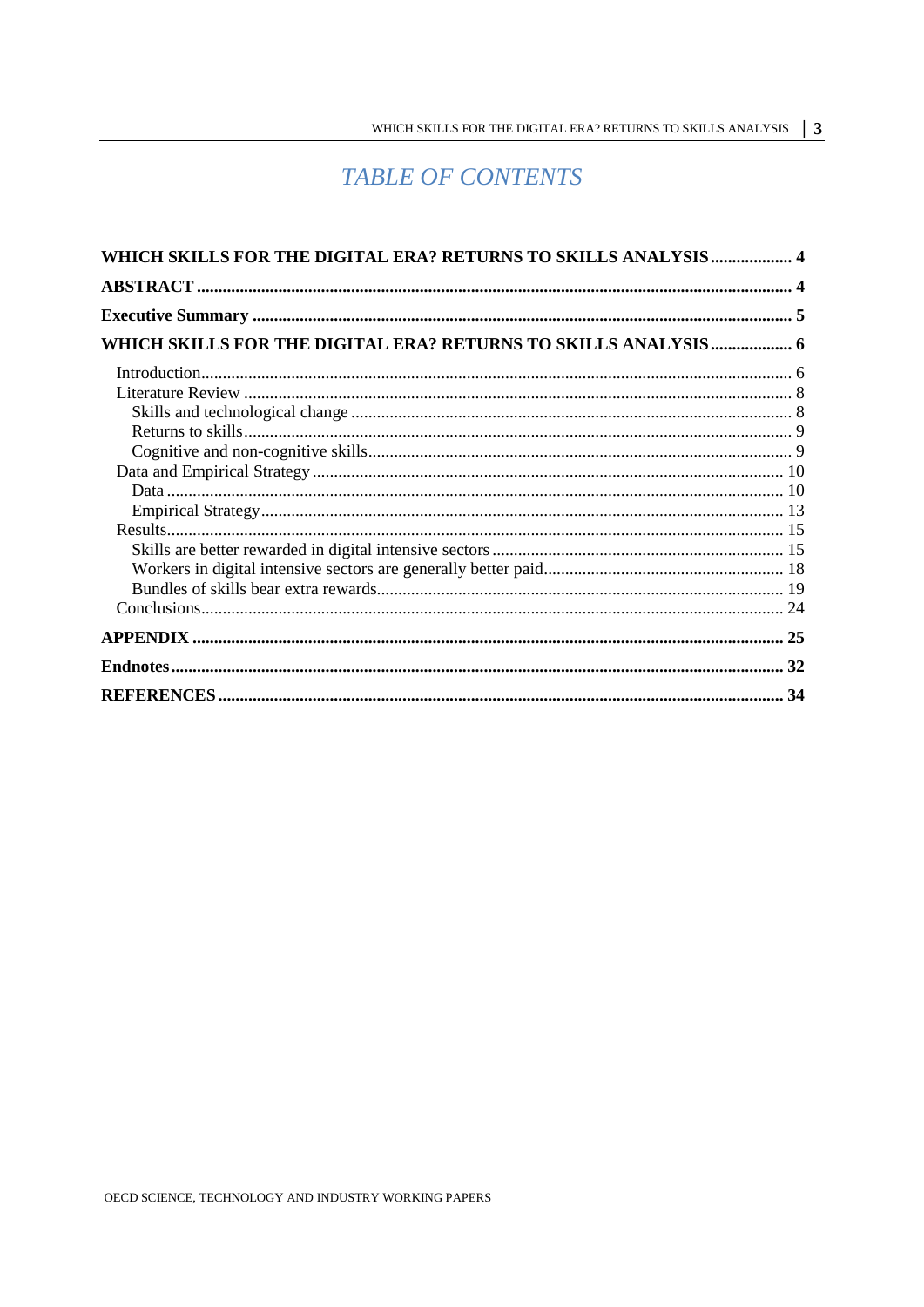# *TABLE OF CONTENTS*

**WHICH SKILLS FOR THE DIGITAL ERA? RETURNS TO SKILLS ANALYSIS** ................... 4

**ABSTRACT** ................................................................................................................................ 4

**Executive Summary** ................................................................................................................... 5

**WHICH SKILLS FOR THE DIGITAL ERA? RETURNS TO SKILLS ANALYSIS** ................... 6

- Introduction ........................................................................................................................ 6
- Literature Review ............................................................................................................... 8
  - Skills and technological change ..................................................................................... 8
  - Returns to skills ............................................................................................................... 9
  - Cognitive and non-cognitive skills .................................................................................. 9
- Data and Empirical Strategy ............................................................................................. 10
  - Data ............................................................................................................................... 10
  - Empirical Strategy ......................................................................................................... 13
- Results ............................................................................................................................... 15
  - Skills are better rewarded in digital intensive sectors ................................................... 15
  - Workers in digital intensive sectors are generally better paid ....................................... 18
  - Bundles of skills bear extra rewards .............................................................................. 19
- Conclusions ....................................................................................................................... 24

**APPENDIX** .............................................................................................................................. 25

**Endnotes** .................................................................................................................................. 32

**REFERENCES** ....................................................................................................................... 34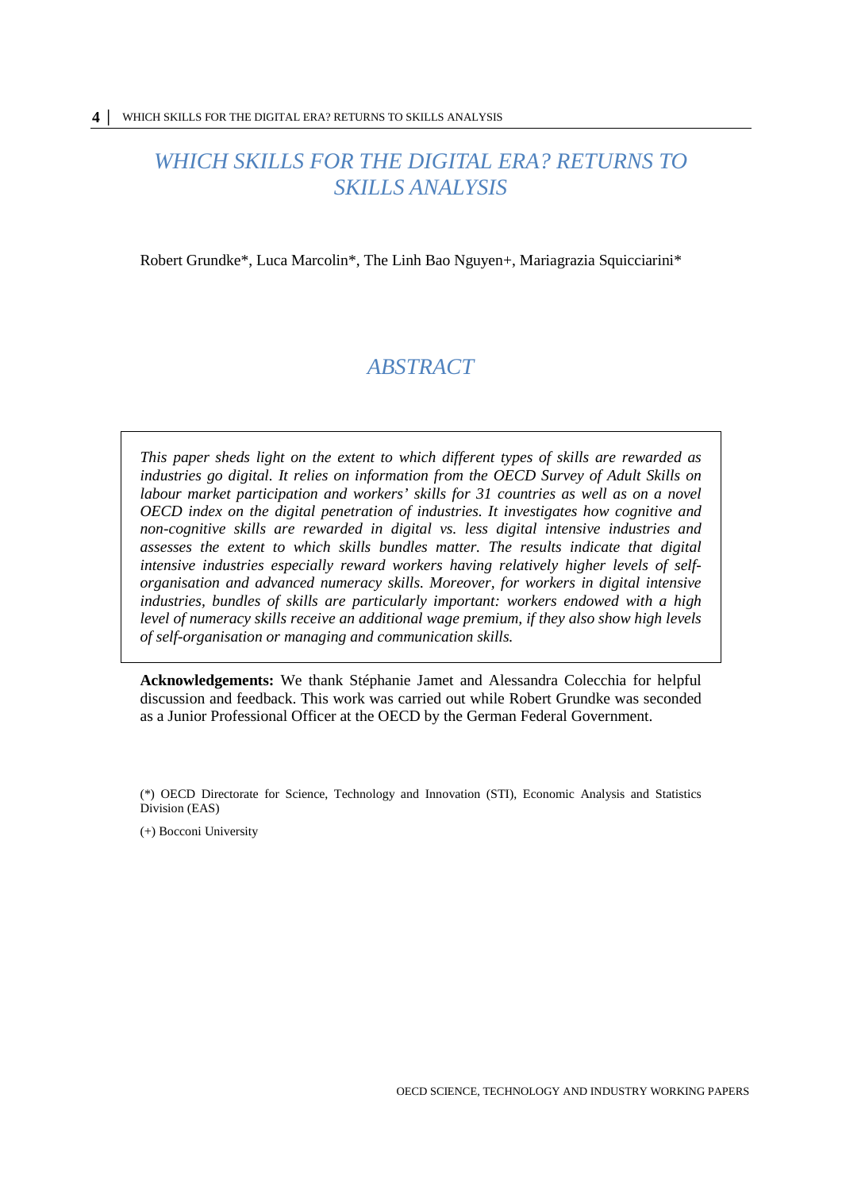# WHICH SKILLS FOR THE DIGITAL ERA? RETURNS TO SKILLS ANALYSIS

Robert Grundke*, Luca Marcolin*, The Linh Bao Nguyen+, Mariagrazia Squicciarini*

## ABSTRACT

*This paper sheds light on the extent to which different types of skills are rewarded as industries go digital. It relies on information from the OECD Survey of Adult Skills on labour market participation and workers' skills for 31 countries as well as on a novel OECD index on the digital penetration of industries. It investigates how cognitive and non-cognitive skills are rewarded in digital vs. less digital intensive industries and assesses the extent to which skills bundles matter. The results indicate that digital intensive industries especially reward workers having relatively higher levels of self-organisation and advanced numeracy skills. Moreover, for workers in digital intensive industries, bundles of skills are particularly important: workers endowed with a high level of numeracy skills receive an additional wage premium, if they also show high levels of self-organisation or managing and communication skills.*

**Acknowledgements:** We thank Stéphanie Jamet and Alessandra Colecchia for helpful discussion and feedback. This work was carried out while Robert Grundke was seconded as a Junior Professional Officer at the OECD by the German Federal Government.

(*) OECD Directorate for Science, Technology and Innovation (STI), Economic Analysis and Statistics Division (EAS)

(+) Bocconi University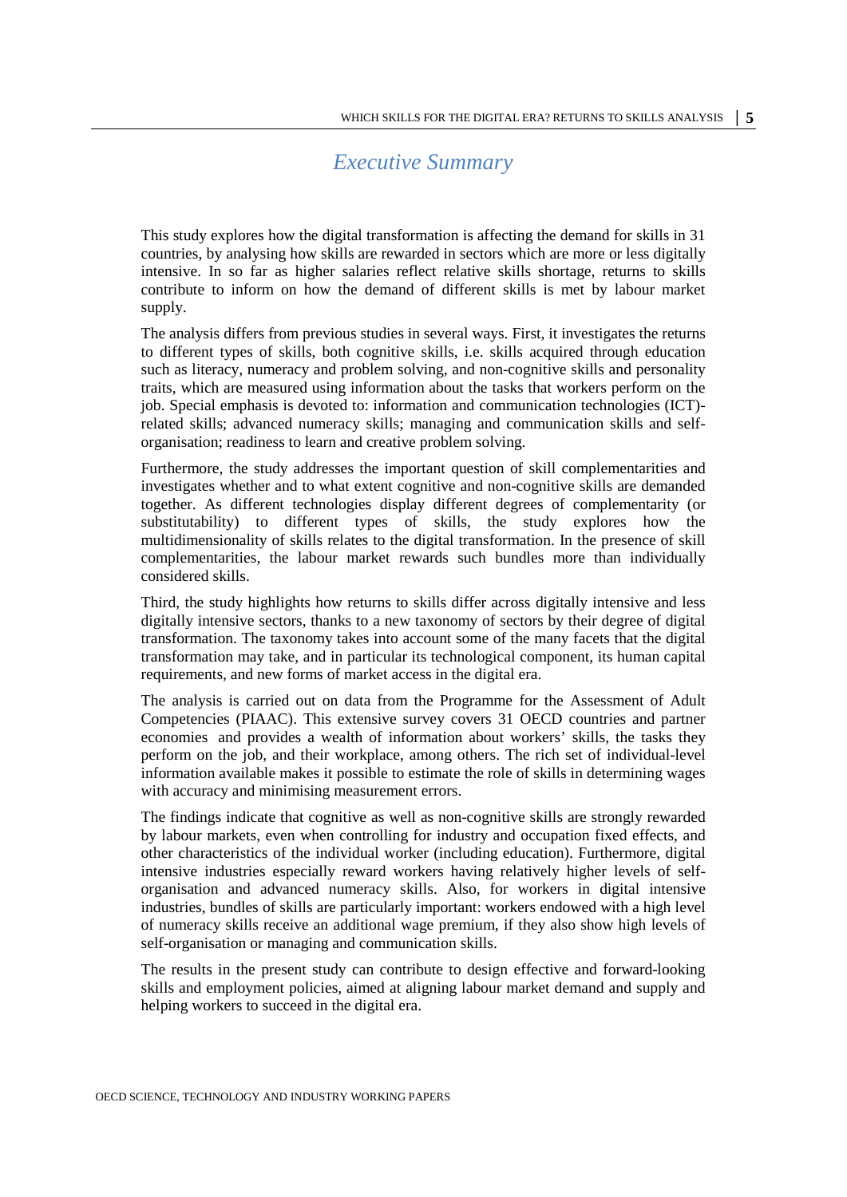# *Executive Summary*

This study explores how the digital transformation is affecting the demand for skills in 31 countries, by analysing how skills are rewarded in sectors which are more or less digitally intensive. In so far as higher salaries reflect relative skills shortage, returns to skills contribute to inform on how the demand of different skills is met by labour market supply.

The analysis differs from previous studies in several ways. First, it investigates the returns to different types of skills, both cognitive skills, i.e. skills acquired through education such as literacy, numeracy and problem solving, and non-cognitive skills and personality traits, which are measured using information about the tasks that workers perform on the job. Special emphasis is devoted to: information and communication technologies (ICT)-related skills; advanced numeracy skills; managing and communication skills and self-organisation; readiness to learn and creative problem solving.

Furthermore, the study addresses the important question of skill complementarities and investigates whether and to what extent cognitive and non-cognitive skills are demanded together. As different technologies display different degrees of complementarity (or substitutability) to different types of skills, the study explores how the multidimensionality of skills relates to the digital transformation. In the presence of skill complementarities, the labour market rewards such bundles more than individually considered skills.

Third, the study highlights how returns to skills differ across digitally intensive and less digitally intensive sectors, thanks to a new taxonomy of sectors by their degree of digital transformation. The taxonomy takes into account some of the many facets that the digital transformation may take, and in particular its technological component, its human capital requirements, and new forms of market access in the digital era.

The analysis is carried out on data from the Programme for the Assessment of Adult Competencies (PIAAC). This extensive survey covers 31 OECD countries and partner economies and provides a wealth of information about workers' skills, the tasks they perform on the job, and their workplace, among others. The rich set of individual-level information available makes it possible to estimate the role of skills in determining wages with accuracy and minimising measurement errors.

The findings indicate that cognitive as well as non-cognitive skills are strongly rewarded by labour markets, even when controlling for industry and occupation fixed effects, and other characteristics of the individual worker (including education). Furthermore, digital intensive industries especially reward workers having relatively higher levels of self-organisation and advanced numeracy skills. Also, for workers in digital intensive industries, bundles of skills are particularly important: workers endowed with a high level of numeracy skills receive an additional wage premium, if they also show high levels of self-organisation or managing and communication skills.

The results in the present study can contribute to design effective and forward-looking skills and employment policies, aimed at aligning labour market demand and supply and helping workers to succeed in the digital era.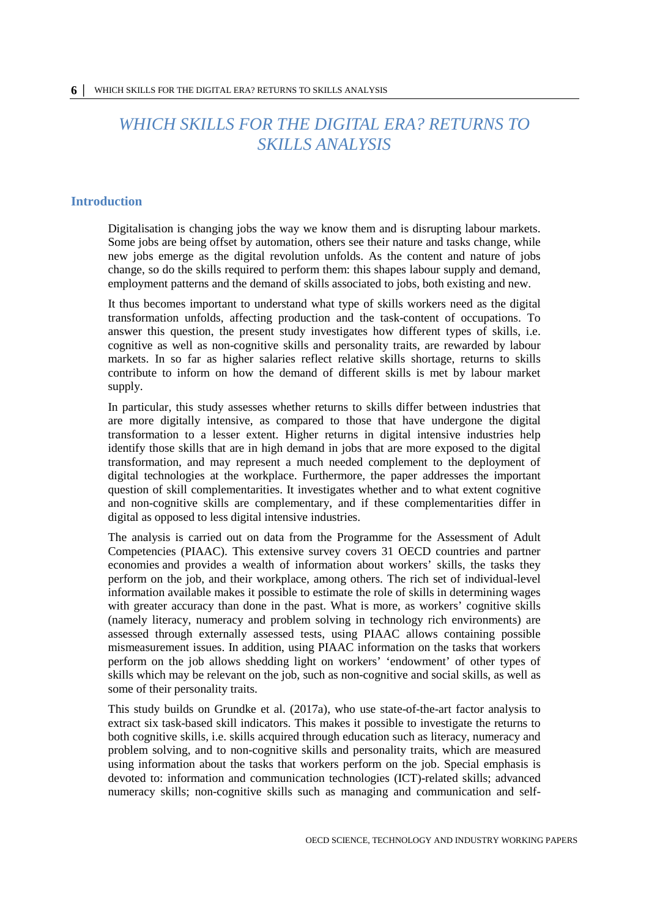# *WHICH SKILLS FOR THE DIGITAL ERA? RETURNS TO SKILLS ANALYSIS*

## Introduction

Digitalisation is changing jobs the way we know them and is disrupting labour markets. Some jobs are being offset by automation, others see their nature and tasks change, while new jobs emerge as the digital revolution unfolds. As the content and nature of jobs change, so do the skills required to perform them: this shapes labour supply and demand, employment patterns and the demand of skills associated to jobs, both existing and new.

It thus becomes important to understand what type of skills workers need as the digital transformation unfolds, affecting production and the task-content of occupations. To answer this question, the present study investigates how different types of skills, i.e. cognitive as well as non-cognitive skills and personality traits, are rewarded by labour markets. In so far as higher salaries reflect relative skills shortage, returns to skills contribute to inform on how the demand of different skills is met by labour market supply.

In particular, this study assesses whether returns to skills differ between industries that are more digitally intensive, as compared to those that have undergone the digital transformation to a lesser extent. Higher returns in digital intensive industries help identify those skills that are in high demand in jobs that are more exposed to the digital transformation, and may represent a much needed complement to the deployment of digital technologies at the workplace. Furthermore, the paper addresses the important question of skill complementarities. It investigates whether and to what extent cognitive and non-cognitive skills are complementary, and if these complementarities differ in digital as opposed to less digital intensive industries.

The analysis is carried out on data from the Programme for the Assessment of Adult Competencies (PIAAC). This extensive survey covers 31 OECD countries and partner economies and provides a wealth of information about workers' skills, the tasks they perform on the job, and their workplace, among others. The rich set of individual-level information available makes it possible to estimate the role of skills in determining wages with greater accuracy than done in the past. What is more, as workers' cognitive skills (namely literacy, numeracy and problem solving in technology rich environments) are assessed through externally assessed tests, using PIAAC allows containing possible mismeasurement issues. In addition, using PIAAC information on the tasks that workers perform on the job allows shedding light on workers' 'endowment' of other types of skills which may be relevant on the job, such as non-cognitive and social skills, as well as some of their personality traits.

This study builds on Grundke et al. (2017a), who use state-of-the-art factor analysis to extract six task-based skill indicators. This makes it possible to investigate the returns to both cognitive skills, i.e. skills acquired through education such as literacy, numeracy and problem solving, and to non-cognitive skills and personality traits, which are measured using information about the tasks that workers perform on the job. Special emphasis is devoted to: information and communication technologies (ICT)-related skills; advanced numeracy skills; non-cognitive skills such as managing and communication and self-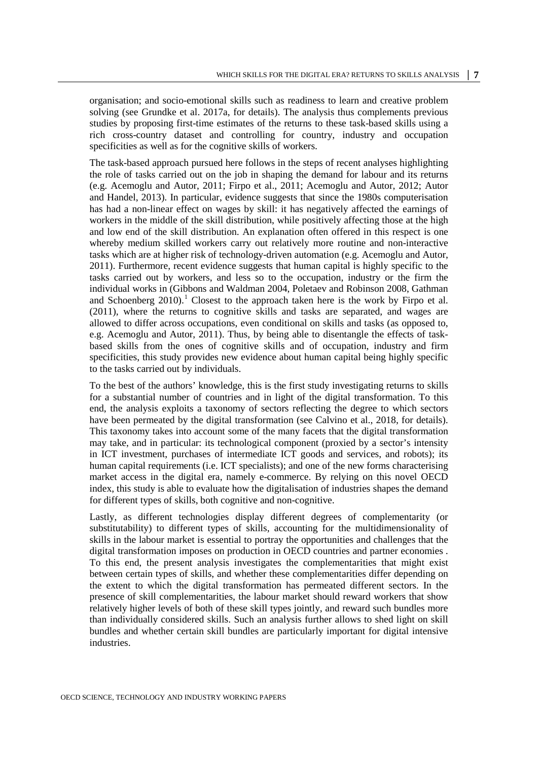organisation; and socio-emotional skills such as readiness to learn and creative problem solving (see Grundke et al. 2017a, for details). The analysis thus complements previous studies by proposing first-time estimates of the returns to these task-based skills using a rich cross-country dataset and controlling for country, industry and occupation specificities as well as for the cognitive skills of workers.

The task-based approach pursued here follows in the steps of recent analyses highlighting the role of tasks carried out on the job in shaping the demand for labour and its returns (e.g. Acemoglu and Autor, 2011; Firpo et al., 2011; Acemoglu and Autor, 2012; Autor and Handel, 2013). In particular, evidence suggests that since the 1980s computerisation has had a non-linear effect on wages by skill: it has negatively affected the earnings of workers in the middle of the skill distribution, while positively affecting those at the high and low end of the skill distribution. An explanation often offered in this respect is one whereby medium skilled workers carry out relatively more routine and non-interactive tasks which are at higher risk of technology-driven automation (e.g. Acemoglu and Autor, 2011). Furthermore, recent evidence suggests that human capital is highly specific to the tasks carried out by workers, and less so to the occupation, industry or the firm the individual works in (Gibbons and Waldman 2004, Poletaev and Robinson 2008, Gathman and Schoenberg 2010).[1] Closest to the approach taken here is the work by Firpo et al. (2011), where the returns to cognitive skills and tasks are separated, and wages are allowed to differ across occupations, even conditional on skills and tasks (as opposed to, e.g. Acemoglu and Autor, 2011). Thus, by being able to disentangle the effects of task-based skills from the ones of cognitive skills and of occupation, industry and firm specificities, this study provides new evidence about human capital being highly specific to the tasks carried out by individuals.

To the best of the authors' knowledge, this is the first study investigating returns to skills for a substantial number of countries and in light of the digital transformation. To this end, the analysis exploits a taxonomy of sectors reflecting the degree to which sectors have been permeated by the digital transformation (see Calvino et al., 2018, for details). This taxonomy takes into account some of the many facets that the digital transformation may take, and in particular: its technological component (proxied by a sector's intensity in ICT investment, purchases of intermediate ICT goods and services, and robots); its human capital requirements (i.e. ICT specialists); and one of the new forms characterising market access in the digital era, namely e-commerce. By relying on this novel OECD index, this study is able to evaluate how the digitalisation of industries shapes the demand for different types of skills, both cognitive and non-cognitive.

Lastly, as different technologies display different degrees of complementarity (or substitutability) to different types of skills, accounting for the multidimensionality of skills in the labour market is essential to portray the opportunities and challenges that the digital transformation imposes on production in OECD countries and partner economies . To this end, the present analysis investigates the complementarities that might exist between certain types of skills, and whether these complementarities differ depending on the extent to which the digital transformation has permeated different sectors. In the presence of skill complementarities, the labour market should reward workers that show relatively higher levels of both of these skill types jointly, and reward such bundles more than individually considered skills. Such an analysis further allows to shed light on skill bundles and whether certain skill bundles are particularly important for digital intensive industries.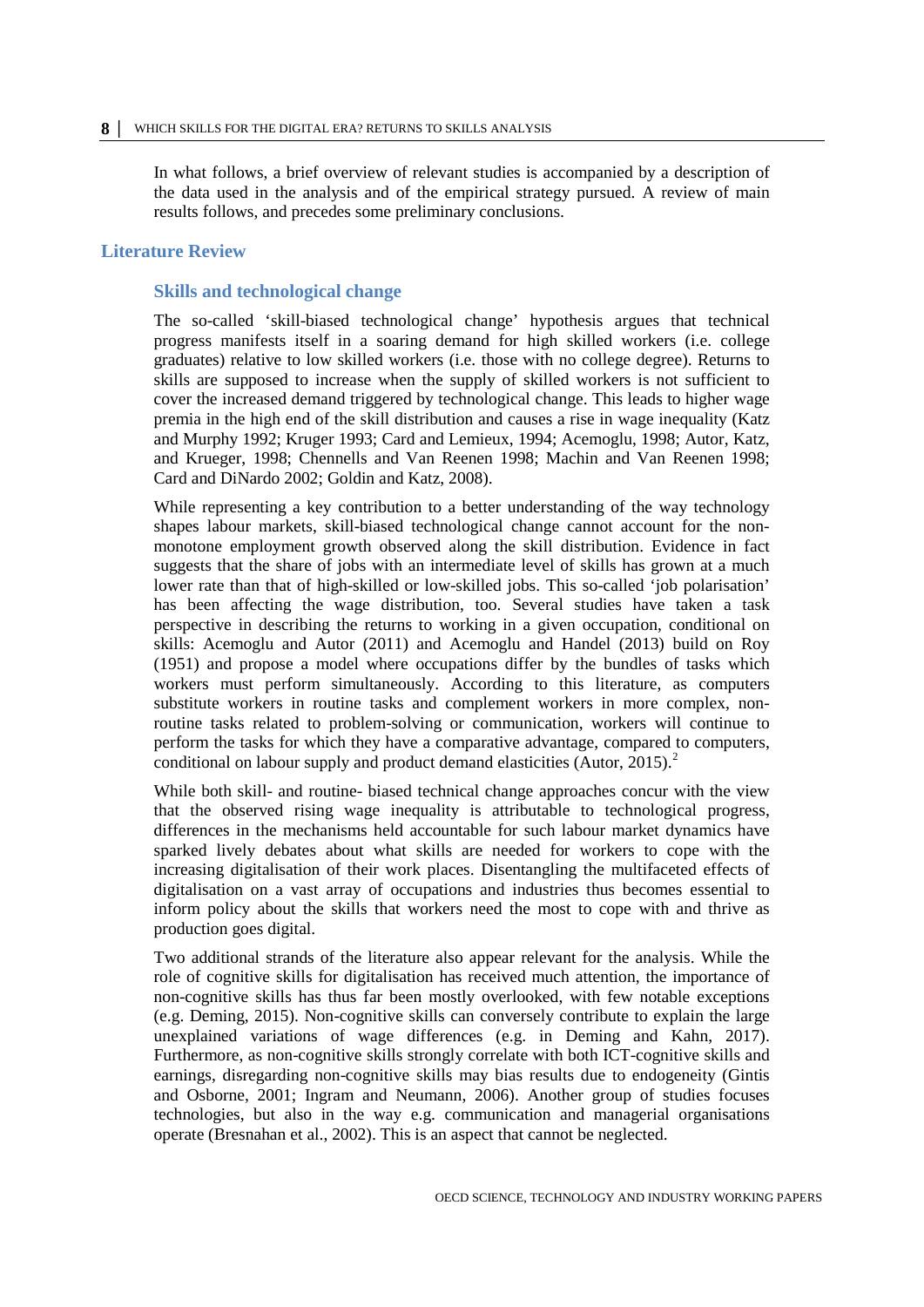In what follows, a brief overview of relevant studies is accompanied by a description of the data used in the analysis and of the empirical strategy pursued. A review of main results follows, and precedes some preliminary conclusions.

## Literature Review

### Skills and technological change

The so-called 'skill-biased technological change' hypothesis argues that technical progress manifests itself in a soaring demand for high skilled workers (i.e. college graduates) relative to low skilled workers (i.e. those with no college degree). Returns to skills are supposed to increase when the supply of skilled workers is not sufficient to cover the increased demand triggered by technological change. This leads to higher wage premia in the high end of the skill distribution and causes a rise in wage inequality (Katz and Murphy 1992; Kruger 1993; Card and Lemieux, 1994; Acemoglu, 1998; Autor, Katz, and Krueger, 1998; Chennells and Van Reenen 1998; Machin and Van Reenen 1998; Card and DiNardo 2002; Goldin and Katz, 2008).

While representing a key contribution to a better understanding of the way technology shapes labour markets, skill-biased technological change cannot account for the non-monotone employment growth observed along the skill distribution. Evidence in fact suggests that the share of jobs with an intermediate level of skills has grown at a much lower rate than that of high-skilled or low-skilled jobs. This so-called 'job polarisation' has been affecting the wage distribution, too. Several studies have taken a task perspective in describing the returns to working in a given occupation, conditional on skills: Acemoglu and Autor (2011) and Acemoglu and Handel (2013) build on Roy (1951) and propose a model where occupations differ by the bundles of tasks which workers must perform simultaneously. According to this literature, as computers substitute workers in routine tasks and complement workers in more complex, non-routine tasks related to problem-solving or communication, workers will continue to perform the tasks for which they have a comparative advantage, compared to computers, conditional on labour supply and product demand elasticities (Autor, 2015).[2]

While both skill- and routine- biased technical change approaches concur with the view that the observed rising wage inequality is attributable to technological progress, differences in the mechanisms held accountable for such labour market dynamics have sparked lively debates about what skills are needed for workers to cope with the increasing digitalisation of their work places. Disentangling the multifaceted effects of digitalisation on a vast array of occupations and industries thus becomes essential to inform policy about the skills that workers need the most to cope with and thrive as production goes digital.

Two additional strands of the literature also appear relevant for the analysis. While the role of cognitive skills for digitalisation has received much attention, the importance of non-cognitive skills has thus far been mostly overlooked, with few notable exceptions (e.g. Deming, 2015). Non-cognitive skills can conversely contribute to explain the large unexplained variations of wage differences (e.g. in Deming and Kahn, 2017). Furthermore, as non-cognitive skills strongly correlate with both ICT-cognitive skills and earnings, disregarding non-cognitive skills may bias results due to endogeneity (Gintis and Osborne, 2001; Ingram and Neumann, 2006). Another group of studies focuses technologies, but also in the way e.g. communication and managerial organisations operate (Bresnahan et al., 2002). This is an aspect that cannot be neglected.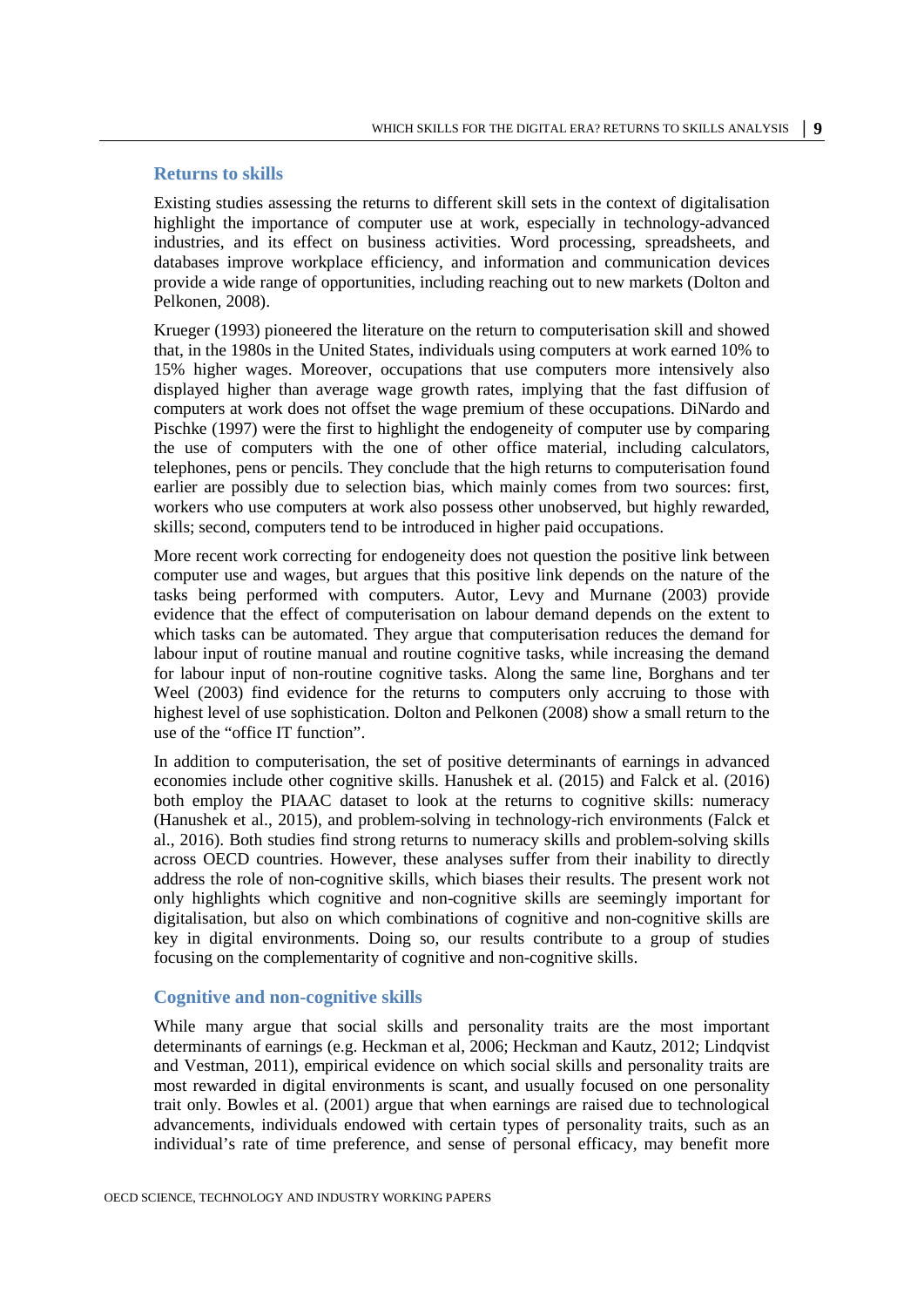### Returns to skills

Existing studies assessing the returns to different skill sets in the context of digitalisation highlight the importance of computer use at work, especially in technology-advanced industries, and its effect on business activities. Word processing, spreadsheets, and databases improve workplace efficiency, and information and communication devices provide a wide range of opportunities, including reaching out to new markets (Dolton and Pelkonen, 2008).

Krueger (1993) pioneered the literature on the return to computerisation skill and showed that, in the 1980s in the United States, individuals using computers at work earned 10% to 15% higher wages. Moreover, occupations that use computers more intensively also displayed higher than average wage growth rates, implying that the fast diffusion of computers at work does not offset the wage premium of these occupations. DiNardo and Pischke (1997) were the first to highlight the endogeneity of computer use by comparing the use of computers with the one of other office material, including calculators, telephones, pens or pencils. They conclude that the high returns to computerisation found earlier are possibly due to selection bias, which mainly comes from two sources: first, workers who use computers at work also possess other unobserved, but highly rewarded, skills; second, computers tend to be introduced in higher paid occupations.

More recent work correcting for endogeneity does not question the positive link between computer use and wages, but argues that this positive link depends on the nature of the tasks being performed with computers. Autor, Levy and Murnane (2003) provide evidence that the effect of computerisation on labour demand depends on the extent to which tasks can be automated. They argue that computerisation reduces the demand for labour input of routine manual and routine cognitive tasks, while increasing the demand for labour input of non-routine cognitive tasks. Along the same line, Borghans and ter Weel (2003) find evidence for the returns to computers only accruing to those with highest level of use sophistication. Dolton and Pelkonen (2008) show a small return to the use of the "office IT function".

In addition to computerisation, the set of positive determinants of earnings in advanced economies include other cognitive skills. Hanushek et al. (2015) and Falck et al. (2016) both employ the PIAAC dataset to look at the returns to cognitive skills: numeracy (Hanushek et al., 2015), and problem-solving in technology-rich environments (Falck et al., 2016). Both studies find strong returns to numeracy skills and problem-solving skills across OECD countries. However, these analyses suffer from their inability to directly address the role of non-cognitive skills, which biases their results. The present work not only highlights which cognitive and non-cognitive skills are seemingly important for digitalisation, but also on which combinations of cognitive and non-cognitive skills are key in digital environments. Doing so, our results contribute to a group of studies focusing on the complementarity of cognitive and non-cognitive skills.

### Cognitive and non-cognitive skills

While many argue that social skills and personality traits are the most important determinants of earnings (e.g. Heckman et al, 2006; Heckman and Kautz, 2012; Lindqvist and Vestman, 2011), empirical evidence on which social skills and personality traits are most rewarded in digital environments is scant, and usually focused on one personality trait only. Bowles et al. (2001) argue that when earnings are raised due to technological advancements, individuals endowed with certain types of personality traits, such as an individual's rate of time preference, and sense of personal efficacy, may benefit more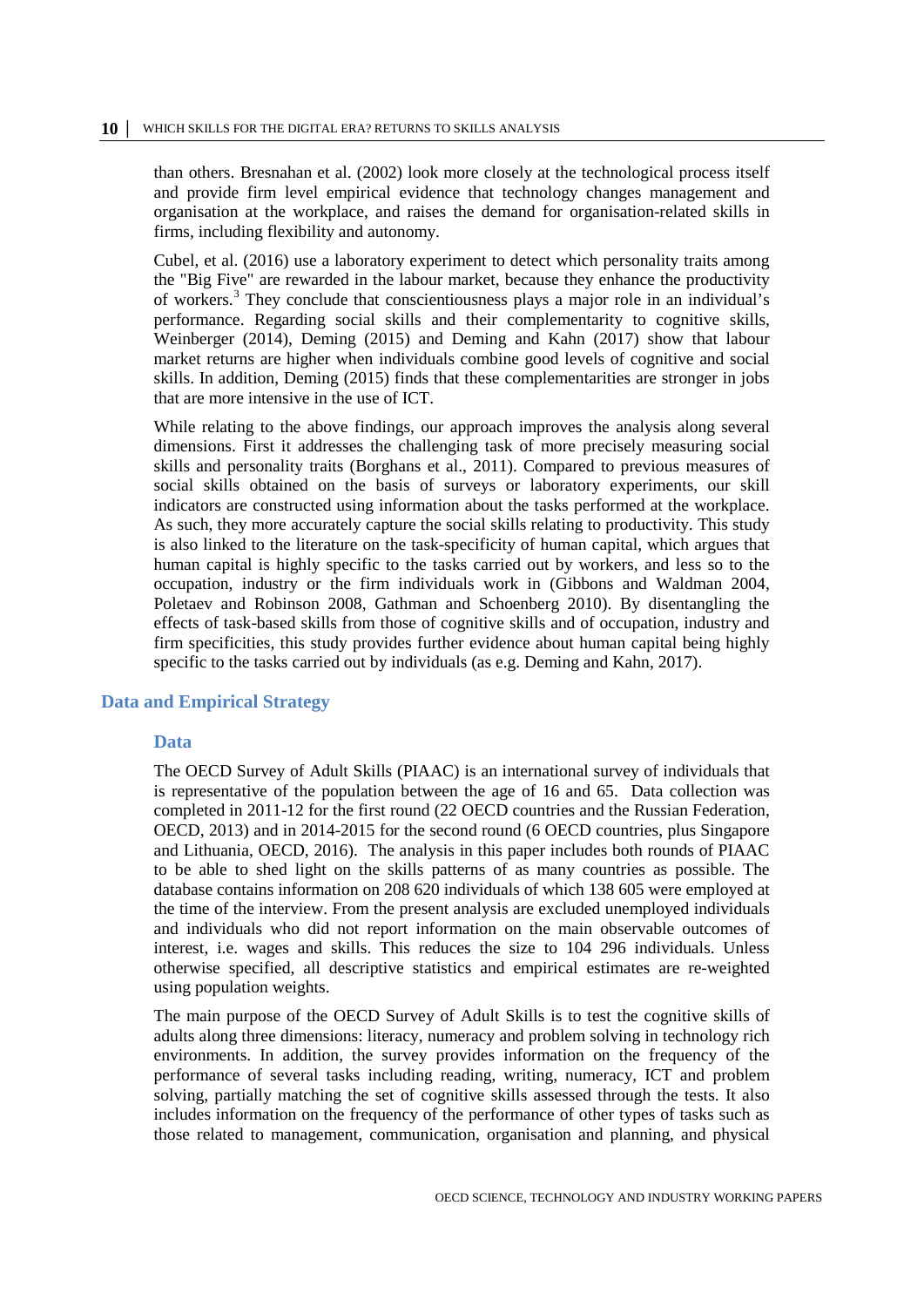than others. Bresnahan et al. (2002) look more closely at the technological process itself and provide firm level empirical evidence that technology changes management and organisation at the workplace, and raises the demand for organisation-related skills in firms, including flexibility and autonomy.

Cubel, et al. (2016) use a laboratory experiment to detect which personality traits among the "Big Five" are rewarded in the labour market, because they enhance the productivity of workers.[3] They conclude that conscientiousness plays a major role in an individual's performance. Regarding social skills and their complementarity to cognitive skills, Weinberger (2014), Deming (2015) and Deming and Kahn (2017) show that labour market returns are higher when individuals combine good levels of cognitive and social skills. In addition, Deming (2015) finds that these complementarities are stronger in jobs that are more intensive in the use of ICT.

While relating to the above findings, our approach improves the analysis along several dimensions. First it addresses the challenging task of more precisely measuring social skills and personality traits (Borghans et al., 2011). Compared to previous measures of social skills obtained on the basis of surveys or laboratory experiments, our skill indicators are constructed using information about the tasks performed at the workplace. As such, they more accurately capture the social skills relating to productivity. This study is also linked to the literature on the task-specificity of human capital, which argues that human capital is highly specific to the tasks carried out by workers, and less so to the occupation, industry or the firm individuals work in (Gibbons and Waldman 2004, Poletaev and Robinson 2008, Gathman and Schoenberg 2010). By disentangling the effects of task-based skills from those of cognitive skills and of occupation, industry and firm specificities, this study provides further evidence about human capital being highly specific to the tasks carried out by individuals (as e.g. Deming and Kahn, 2017).

## Data and Empirical Strategy

### Data

The OECD Survey of Adult Skills (PIAAC) is an international survey of individuals that is representative of the population between the age of 16 and 65. Data collection was completed in 2011-12 for the first round (22 OECD countries and the Russian Federation, OECD, 2013) and in 2014-2015 for the second round (6 OECD countries, plus Singapore and Lithuania, OECD, 2016). The analysis in this paper includes both rounds of PIAAC to be able to shed light on the skills patterns of as many countries as possible. The database contains information on 208 620 individuals of which 138 605 were employed at the time of the interview. From the present analysis are excluded unemployed individuals and individuals who did not report information on the main observable outcomes of interest, i.e. wages and skills. This reduces the size to 104 296 individuals. Unless otherwise specified, all descriptive statistics and empirical estimates are re-weighted using population weights.

The main purpose of the OECD Survey of Adult Skills is to test the cognitive skills of adults along three dimensions: literacy, numeracy and problem solving in technology rich environments. In addition, the survey provides information on the frequency of the performance of several tasks including reading, writing, numeracy, ICT and problem solving, partially matching the set of cognitive skills assessed through the tests. It also includes information on the frequency of the performance of other types of tasks such as those related to management, communication, organisation and planning, and physical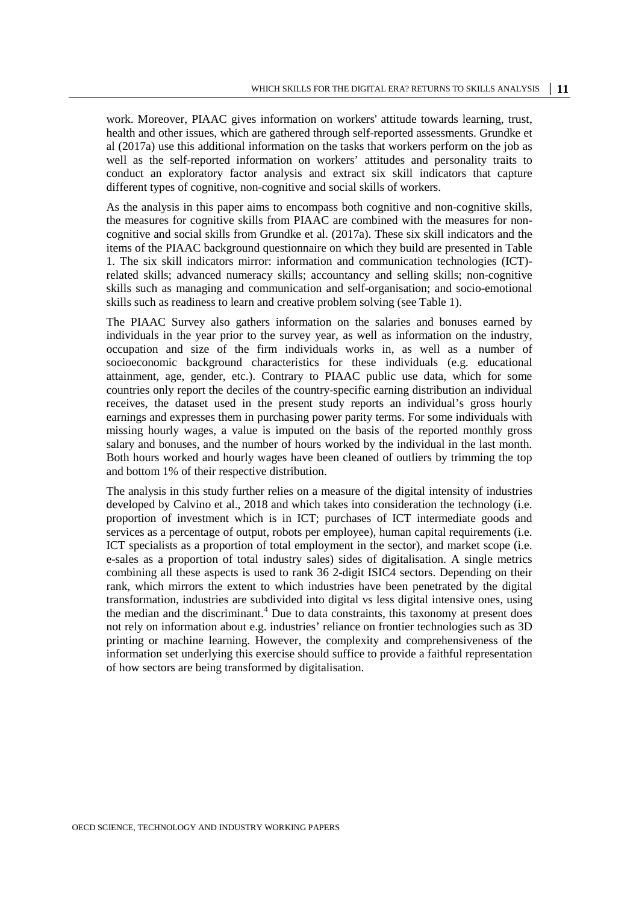work. Moreover, PIAAC gives information on workers' attitude towards learning, trust, health and other issues, which are gathered through self-reported assessments. Grundke et al (2017a) use this additional information on the tasks that workers perform on the job as well as the self-reported information on workers' attitudes and personality traits to conduct an exploratory factor analysis and extract six skill indicators that capture different types of cognitive, non-cognitive and social skills of workers.

As the analysis in this paper aims to encompass both cognitive and non-cognitive skills, the measures for cognitive skills from PIAAC are combined with the measures for non-cognitive and social skills from Grundke et al. (2017a). These six skill indicators and the items of the PIAAC background questionnaire on which they build are presented in Table 1. The six skill indicators mirror: information and communication technologies (ICT)-related skills; advanced numeracy skills; accountancy and selling skills; non-cognitive skills such as managing and communication and self-organisation; and socio-emotional skills such as readiness to learn and creative problem solving (see Table 1).

The PIAAC Survey also gathers information on the salaries and bonuses earned by individuals in the year prior to the survey year, as well as information on the industry, occupation and size of the firm individuals works in, as well as a number of socioeconomic background characteristics for these individuals (e.g. educational attainment, age, gender, etc.). Contrary to PIAAC public use data, which for some countries only report the deciles of the country-specific earning distribution an individual receives, the dataset used in the present study reports an individual's gross hourly earnings and expresses them in purchasing power parity terms. For some individuals with missing hourly wages, a value is imputed on the basis of the reported monthly gross salary and bonuses, and the number of hours worked by the individual in the last month. Both hours worked and hourly wages have been cleaned of outliers by trimming the top and bottom 1% of their respective distribution.

The analysis in this study further relies on a measure of the digital intensity of industries developed by Calvino et al., 2018 and which takes into consideration the technology (i.e. proportion of investment which is in ICT; purchases of ICT intermediate goods and services as a percentage of output, robots per employee), human capital requirements (i.e. ICT specialists as a proportion of total employment in the sector), and market scope (i.e. e-sales as a proportion of total industry sales) sides of digitalisation. A single metrics combining all these aspects is used to rank 36 2-digit ISIC4 sectors. Depending on their rank, which mirrors the extent to which industries have been penetrated by the digital transformation, industries are subdivided into digital vs less digital intensive ones, using the median and the discriminant.[4] Due to data constraints, this taxonomy at present does not rely on information about e.g. industries' reliance on frontier technologies such as 3D printing or machine learning. However, the complexity and comprehensiveness of the information set underlying this exercise should suffice to provide a faithful representation of how sectors are being transformed by digitalisation.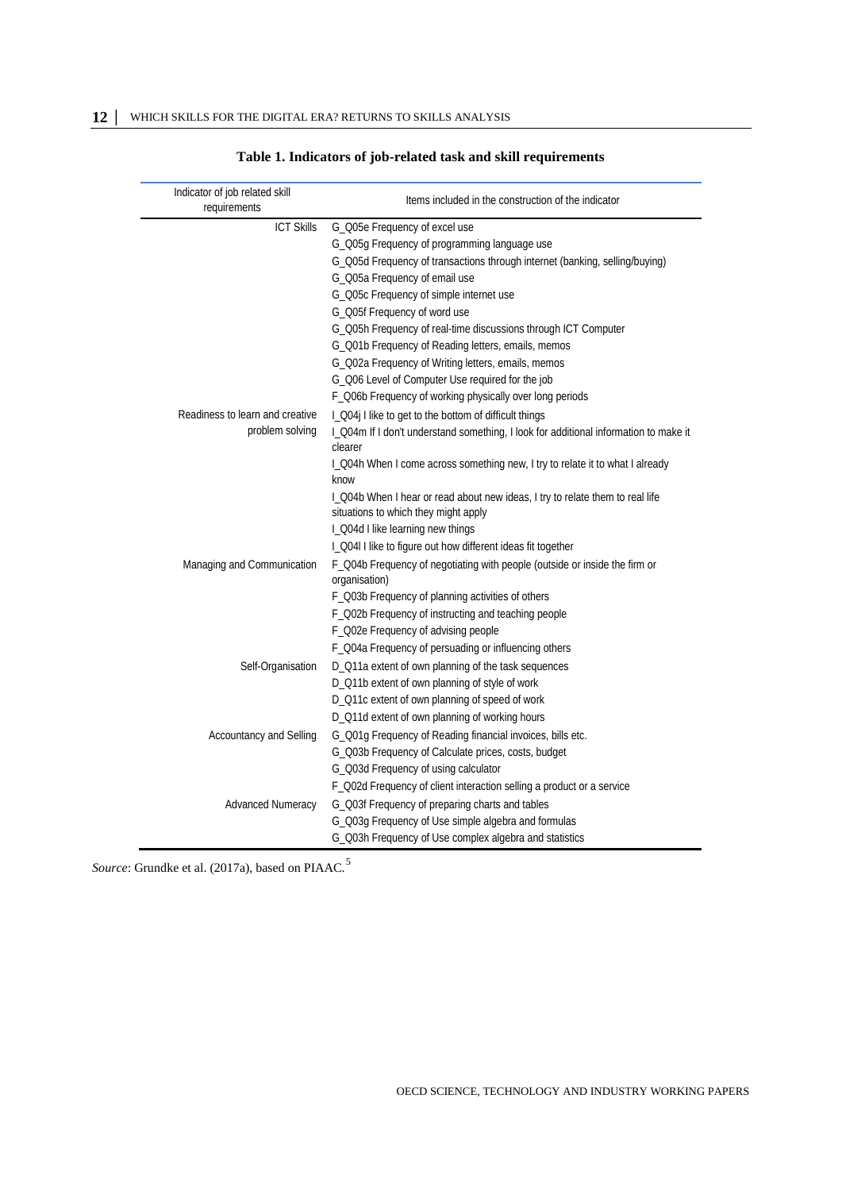**Table 1. Indicators of job-related task and skill requirements**

| Indicator of job related skill requirements | Items included in the construction of the indicator |
|---|---|
| ICT Skills | G_Q05e Frequency of excel use |
| | G_Q05g Frequency of programming language use |
| | G_Q05d Frequency of transactions through internet (banking, selling/buying) |
| | G_Q05a Frequency of email use |
| | G_Q05c Frequency of simple internet use |
| | G_Q05f Frequency of word use |
| | G_Q05h Frequency of real-time discussions through ICT Computer |
| | G_Q01b Frequency of Reading letters, emails, memos |
| | G_Q02a Frequency of Writing letters, emails, memos |
| | G_Q06 Level of Computer Use required for the job |
| | F_Q06b Frequency of working physically over long periods |
| Readiness to learn and creative problem solving | I_Q04j I like to get to the bottom of difficult things |
| | I_Q04m If I don't understand something, I look for additional information to make it clearer |
| | I_Q04h When I come across something new, I try to relate it to what I already know |
| | I_Q04b When I hear or read about new ideas, I try to relate them to real life situations to which they might apply |
| | I_Q04d I like learning new things |
| | I_Q04l I like to figure out how different ideas fit together |
| Managing and Communication | F_Q04b Frequency of negotiating with people (outside or inside the firm or organisation) |
| | F_Q03b Frequency of planning activities of others |
| | F_Q02b Frequency of instructing and teaching people |
| | F_Q02e Frequency of advising people |
| | F_Q04a Frequency of persuading or influencing others |
| Self-Organisation | D_Q11a extent of own planning of the task sequences |
| | D_Q11b extent of own planning of style of work |
| | D_Q11c extent of own planning of speed of work |
| | D_Q11d extent of own planning of working hours |
| Accountancy and Selling | G_Q01g Frequency of Reading financial invoices, bills etc. |
| | G_Q03b Frequency of Calculate prices, costs, budget |
| | G_Q03d Frequency of using calculator |
| | F_Q02d Frequency of client interaction selling a product or a service |
| Advanced Numeracy | G_Q03f Frequency of preparing charts and tables |
| | G_Q03g Frequency of Use simple algebra and formulas |
| | G_Q03h Frequency of Use complex algebra and statistics |

*Source*: Grundke et al. (2017a), based on PIAAC.[5]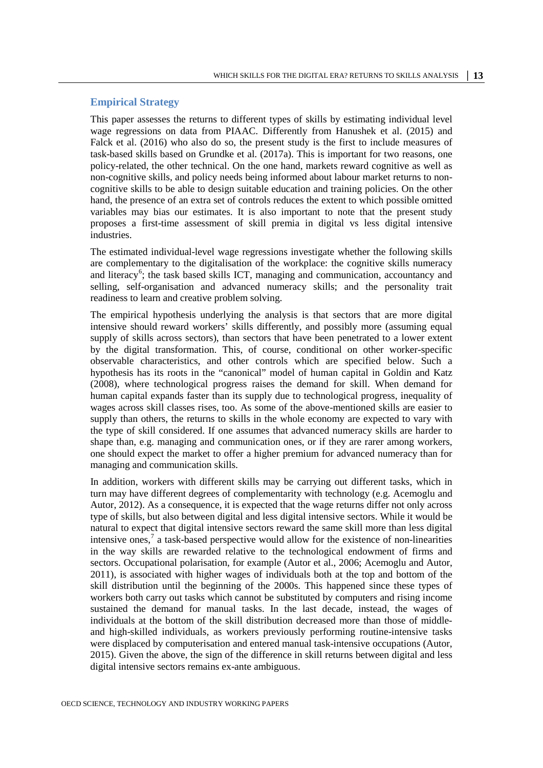## Empirical Strategy

This paper assesses the returns to different types of skills by estimating individual level wage regressions on data from PIAAC. Differently from Hanushek et al. (2015) and Falck et al. (2016) who also do so, the present study is the first to include measures of task-based skills based on Grundke et al. (2017a). This is important for two reasons, one policy-related, the other technical. On the one hand, markets reward cognitive as well as non-cognitive skills, and policy needs being informed about labour market returns to non-cognitive skills to be able to design suitable education and training policies. On the other hand, the presence of an extra set of controls reduces the extent to which possible omitted variables may bias our estimates. It is also important to note that the present study proposes a first-time assessment of skill premia in digital vs less digital intensive industries.

The estimated individual-level wage regressions investigate whether the following skills are complementary to the digitalisation of the workplace: the cognitive skills numeracy and literacy[6]; the task based skills ICT, managing and communication, accountancy and selling, self-organisation and advanced numeracy skills; and the personality trait readiness to learn and creative problem solving.

The empirical hypothesis underlying the analysis is that sectors that are more digital intensive should reward workers' skills differently, and possibly more (assuming equal supply of skills across sectors), than sectors that have been penetrated to a lower extent by the digital transformation. This, of course, conditional on other worker-specific observable characteristics, and other controls which are specified below. Such a hypothesis has its roots in the "canonical" model of human capital in Goldin and Katz (2008), where technological progress raises the demand for skill. When demand for human capital expands faster than its supply due to technological progress, inequality of wages across skill classes rises, too. As some of the above-mentioned skills are easier to supply than others, the returns to skills in the whole economy are expected to vary with the type of skill considered. If one assumes that advanced numeracy skills are harder to shape than, e.g. managing and communication ones, or if they are rarer among workers, one should expect the market to offer a higher premium for advanced numeracy than for managing and communication skills.

In addition, workers with different skills may be carrying out different tasks, which in turn may have different degrees of complementarity with technology (e.g. Acemoglu and Autor, 2012). As a consequence, it is expected that the wage returns differ not only across type of skills, but also between digital and less digital intensive sectors. While it would be natural to expect that digital intensive sectors reward the same skill more than less digital intensive ones,[7] a task-based perspective would allow for the existence of non-linearities in the way skills are rewarded relative to the technological endowment of firms and sectors. Occupational polarisation, for example (Autor et al., 2006; Acemoglu and Autor, 2011), is associated with higher wages of individuals both at the top and bottom of the skill distribution until the beginning of the 2000s. This happened since these types of workers both carry out tasks which cannot be substituted by computers and rising income sustained the demand for manual tasks. In the last decade, instead, the wages of individuals at the bottom of the skill distribution decreased more than those of middle- and high-skilled individuals, as workers previously performing routine-intensive tasks were displaced by computerisation and entered manual task-intensive occupations (Autor, 2015). Given the above, the sign of the difference in skill returns between digital and less digital intensive sectors remains ex-ante ambiguous.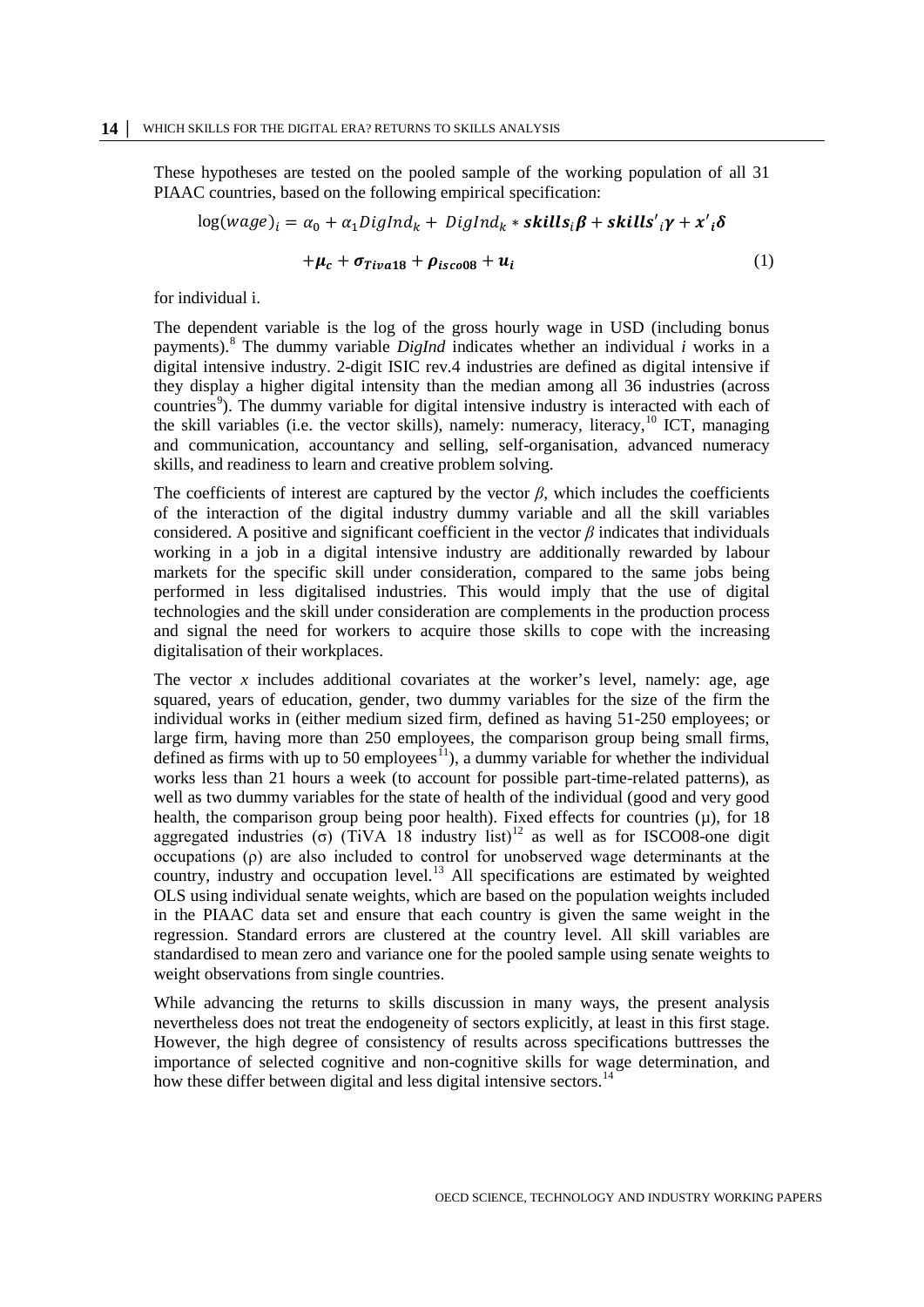These hypotheses are tested on the pooled sample of the working population of all 31 PIAAC countries, based on the following empirical specification:

$$\log(wage)_i = \alpha_0 + \alpha_1 DigInd_k + DigInd_k * \boldsymbol{skills}_i \boldsymbol{\beta} + \boldsymbol{skills'}_i \boldsymbol{\gamma} + \boldsymbol{x'}_i \boldsymbol{\delta}$$

$$+ \boldsymbol{\mu}_c + \boldsymbol{\sigma}_{Tiva18} + \boldsymbol{\rho}_{isco08} + \boldsymbol{u}_i \qquad (1)$$

for individual i.

The dependent variable is the log of the gross hourly wage in USD (including bonus payments).[8] The dummy variable *DigInd* indicates whether an individual *i* works in a digital intensive industry. 2-digit ISIC rev.4 industries are defined as digital intensive if they display a higher digital intensity than the median among all 36 industries (across countries[9]). The dummy variable for digital intensive industry is interacted with each of the skill variables (i.e. the vector skills), namely: numeracy, literacy,[10] ICT, managing and communication, accountancy and selling, self-organisation, advanced numeracy skills, and readiness to learn and creative problem solving.

The coefficients of interest are captured by the vector $\beta$, which includes the coefficients of the interaction of the digital industry dummy variable and all the skill variables considered. A positive and significant coefficient in the vector $\beta$ indicates that individuals working in a job in a digital intensive industry are additionally rewarded by labour markets for the specific skill under consideration, compared to the same jobs being performed in less digitalised industries. This would imply that the use of digital technologies and the skill under consideration are complements in the production process and signal the need for workers to acquire those skills to cope with the increasing digitalisation of their workplaces.

The vector $x$ includes additional covariates at the worker's level, namely: age, age squared, years of education, gender, two dummy variables for the size of the firm the individual works in (either medium sized firm, defined as having 51-250 employees; or large firm, having more than 250 employees, the comparison group being small firms, defined as firms with up to 50 employees[11]), a dummy variable for whether the individual works less than 21 hours a week (to account for possible part-time-related patterns), as well as two dummy variables for the state of health of the individual (good and very good health, the comparison group being poor health). Fixed effects for countries ($\mu$), for 18 aggregated industries ($\sigma$) (TiVA 18 industry list)[12] as well as for ISCO08-one digit occupations ($\rho$) are also included to control for unobserved wage determinants at the country, industry and occupation level.[13] All specifications are estimated by weighted OLS using individual senate weights, which are based on the population weights included in the PIAAC data set and ensure that each country is given the same weight in the regression. Standard errors are clustered at the country level. All skill variables are standardised to mean zero and variance one for the pooled sample using senate weights to weight observations from single countries.

While advancing the returns to skills discussion in many ways, the present analysis nevertheless does not treat the endogeneity of sectors explicitly, at least in this first stage. However, the high degree of consistency of results across specifications buttresses the importance of selected cognitive and non-cognitive skills for wage determination, and how these differ between digital and less digital intensive sectors.[14]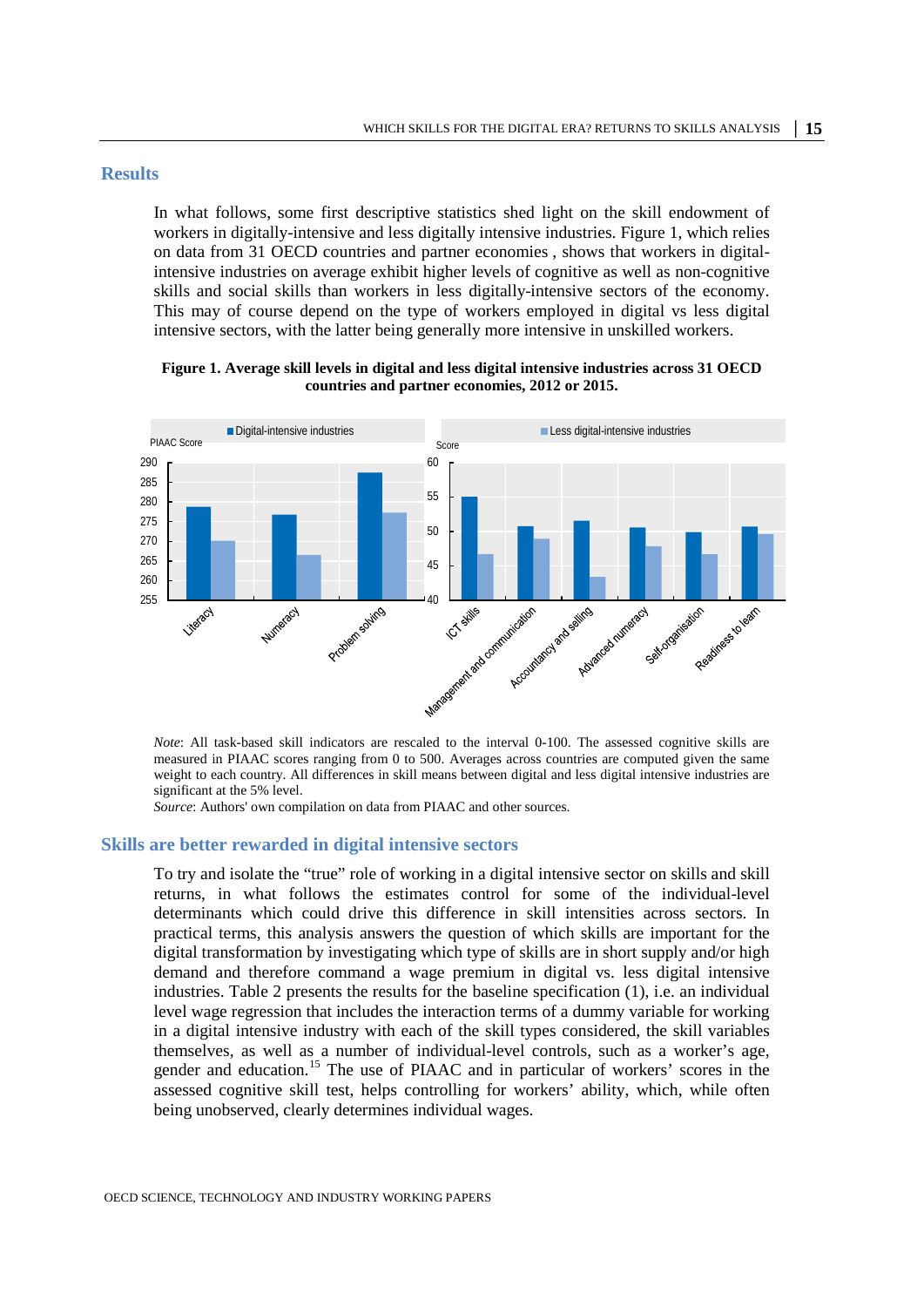## Results

In what follows, some first descriptive statistics shed light on the skill endowment of workers in digitally-intensive and less digitally intensive industries. Figure 1, which relies on data from 31 OECD countries and partner economies , shows that workers in digital-intensive industries on average exhibit higher levels of cognitive as well as non-cognitive skills and social skills than workers in less digitally-intensive sectors of the economy. This may of course depend on the type of workers employed in digital vs less digital intensive sectors, with the latter being generally more intensive in unskilled workers.

**Figure 1. Average skill levels in digital and less digital intensive industries across 31 OECD countries and partner economies, 2012 or 2015.**

*Note*: All task-based skill indicators are rescaled to the interval 0-100. The assessed cognitive skills are measured in PIAAC scores ranging from 0 to 500. Averages across countries are computed given the same weight to each country. All differences in skill means between digital and less digital intensive industries are significant at the 5% level.

*Source*: Authors' own compilation on data from PIAAC and other sources.

## Skills are better rewarded in digital intensive sectors

To try and isolate the "true" role of working in a digital intensive sector on skills and skill returns, in what follows the estimates control for some of the individual-level determinants which could drive this difference in skill intensities across sectors. In practical terms, this analysis answers the question of which skills are important for the digital transformation by investigating which type of skills are in short supply and/or high demand and therefore command a wage premium in digital vs. less digital intensive industries. Table 2 presents the results for the baseline specification (1), i.e. an individual level wage regression that includes the interaction terms of a dummy variable for working in a digital intensive industry with each of the skill types considered, the skill variables themselves, as well as a number of individual-level controls, such as a worker's age, gender and education.[15] The use of PIAAC and in particular of workers' scores in the assessed cognitive skill test, helps controlling for workers' ability, which, while often being unobserved, clearly determines individual wages.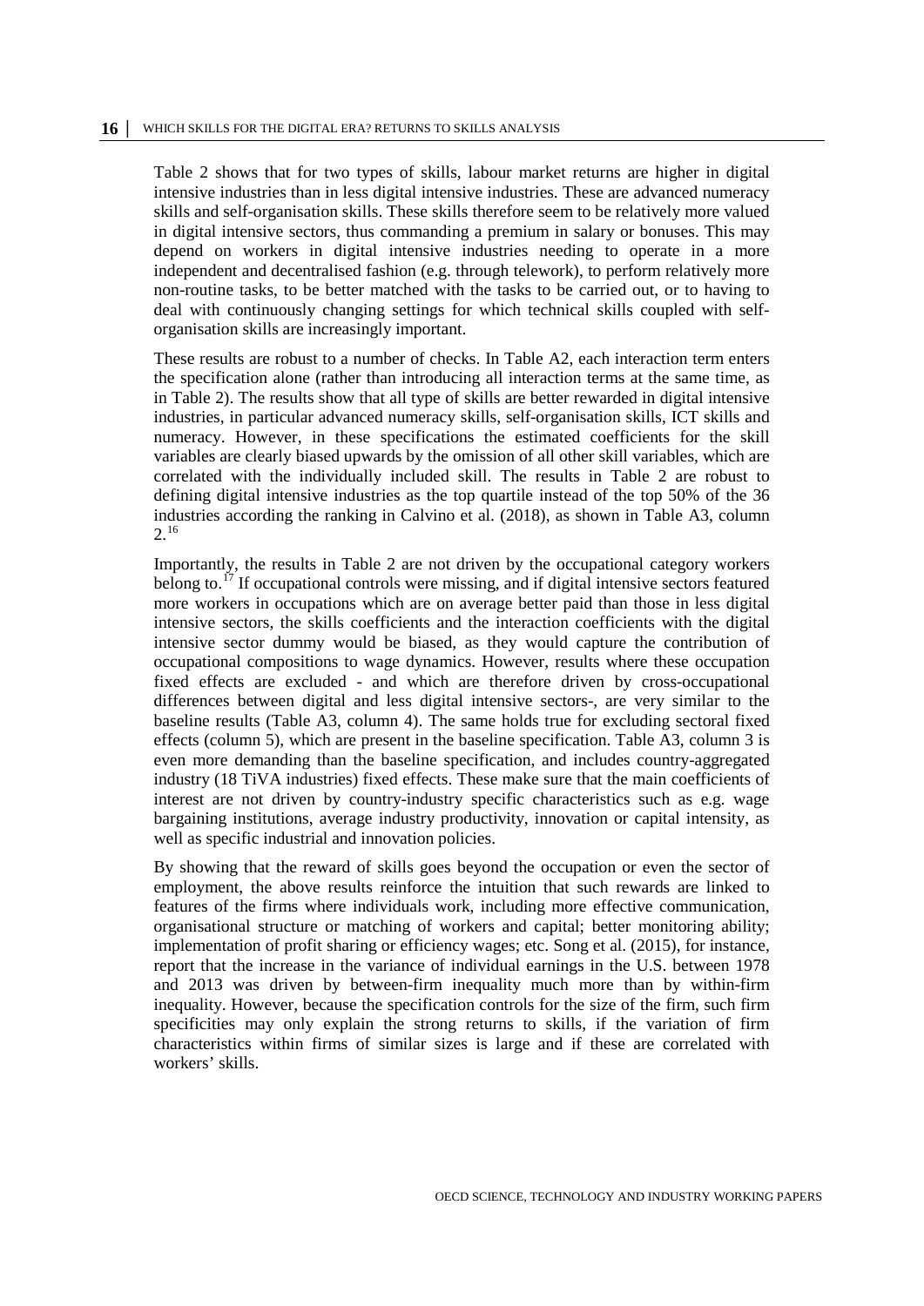Table 2 shows that for two types of skills, labour market returns are higher in digital intensive industries than in less digital intensive industries. These are advanced numeracy skills and self-organisation skills. These skills therefore seem to be relatively more valued in digital intensive sectors, thus commanding a premium in salary or bonuses. This may depend on workers in digital intensive industries needing to operate in a more independent and decentralised fashion (e.g. through telework), to perform relatively more non-routine tasks, to be better matched with the tasks to be carried out, or to having to deal with continuously changing settings for which technical skills coupled with self-organisation skills are increasingly important.

These results are robust to a number of checks. In Table A2, each interaction term enters the specification alone (rather than introducing all interaction terms at the same time, as in Table 2). The results show that all type of skills are better rewarded in digital intensive industries, in particular advanced numeracy skills, self-organisation skills, ICT skills and numeracy. However, in these specifications the estimated coefficients for the skill variables are clearly biased upwards by the omission of all other skill variables, which are correlated with the individually included skill. The results in Table 2 are robust to defining digital intensive industries as the top quartile instead of the top 50% of the 36 industries according the ranking in Calvino et al. (2018), as shown in Table A3, column 2.[16]

Importantly, the results in Table 2 are not driven by the occupational category workers belong to.[17] If occupational controls were missing, and if digital intensive sectors featured more workers in occupations which are on average better paid than those in less digital intensive sectors, the skills coefficients and the interaction coefficients with the digital intensive sector dummy would be biased, as they would capture the contribution of occupational compositions to wage dynamics. However, results where these occupation fixed effects are excluded - and which are therefore driven by cross-occupational differences between digital and less digital intensive sectors-, are very similar to the baseline results (Table A3, column 4). The same holds true for excluding sectoral fixed effects (column 5), which are present in the baseline specification. Table A3, column 3 is even more demanding than the baseline specification, and includes country-aggregated industry (18 TiVA industries) fixed effects. These make sure that the main coefficients of interest are not driven by country-industry specific characteristics such as e.g. wage bargaining institutions, average industry productivity, innovation or capital intensity, as well as specific industrial and innovation policies.

By showing that the reward of skills goes beyond the occupation or even the sector of employment, the above results reinforce the intuition that such rewards are linked to features of the firms where individuals work, including more effective communication, organisational structure or matching of workers and capital; better monitoring ability; implementation of profit sharing or efficiency wages; etc. Song et al. (2015), for instance, report that the increase in the variance of individual earnings in the U.S. between 1978 and 2013 was driven by between-firm inequality much more than by within-firm inequality. However, because the specification controls for the size of the firm, such firm specificities may only explain the strong returns to skills, if the variation of firm characteristics within firms of similar sizes is large and if these are correlated with workers' skills.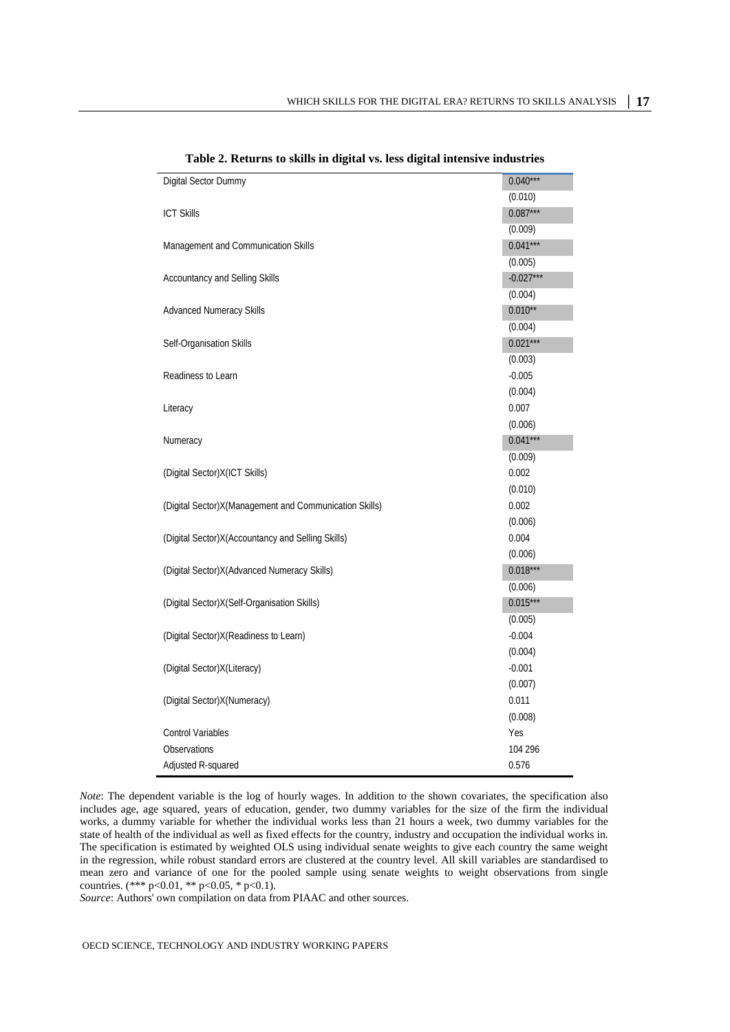**Table 2. Returns to skills in digital vs. less digital intensive industries**

| | |
|---|---|
| Digital Sector Dummy | 0.040*** |
| | (0.010) |
| ICT Skills | 0.087*** |
| | (0.009) |
| Management and Communication Skills | 0.041*** |
| | (0.005) |
| Accountancy and Selling Skills | -0.027*** |
| | (0.004) |
| Advanced Numeracy Skills | 0.010** |
| | (0.004) |
| Self-Organisation Skills | 0.021*** |
| | (0.003) |
| Readiness to Learn | -0.005 |
| | (0.004) |
| Literacy | 0.007 |
| | (0.006) |
| Numeracy | 0.041*** |
| | (0.009) |
| (Digital Sector)X(ICT Skills) | 0.002 |
| | (0.010) |
| (Digital Sector)X(Management and Communication Skills) | 0.002 |
| | (0.006) |
| (Digital Sector)X(Accountancy and Selling Skills) | 0.004 |
| | (0.006) |
| (Digital Sector)X(Advanced Numeracy Skills) | 0.018*** |
| | (0.006) |
| (Digital Sector)X(Self-Organisation Skills) | 0.015*** |
| | (0.005) |
| (Digital Sector)X(Readiness to Learn) | -0.004 |
| | (0.004) |
| (Digital Sector)X(Literacy) | -0.001 |
| | (0.007) |
| (Digital Sector)X(Numeracy) | 0.011 |
| | (0.008) |
| Control Variables | Yes |
| Observations | 104 296 |
| Adjusted R-squared | 0.576 |

*Note*: The dependent variable is the log of hourly wages. In addition to the shown covariates, the specification also includes age, age squared, years of education, gender, two dummy variables for the size of the firm the individual works, a dummy variable for whether the individual works less than 21 hours a week, two dummy variables for the state of health of the individual as well as fixed effects for the country, industry and occupation the individual works in. The specification is estimated by weighted OLS using individual senate weights to give each country the same weight in the regression, while robust standard errors are clustered at the country level. All skill variables are standardised to mean zero and variance of one for the pooled sample using senate weights to weight observations from single countries. (*** $p<0.01$, ** $p<0.05$, * $p<0.1$).

*Source*: Authors' own compilation on data from PIAAC and other sources.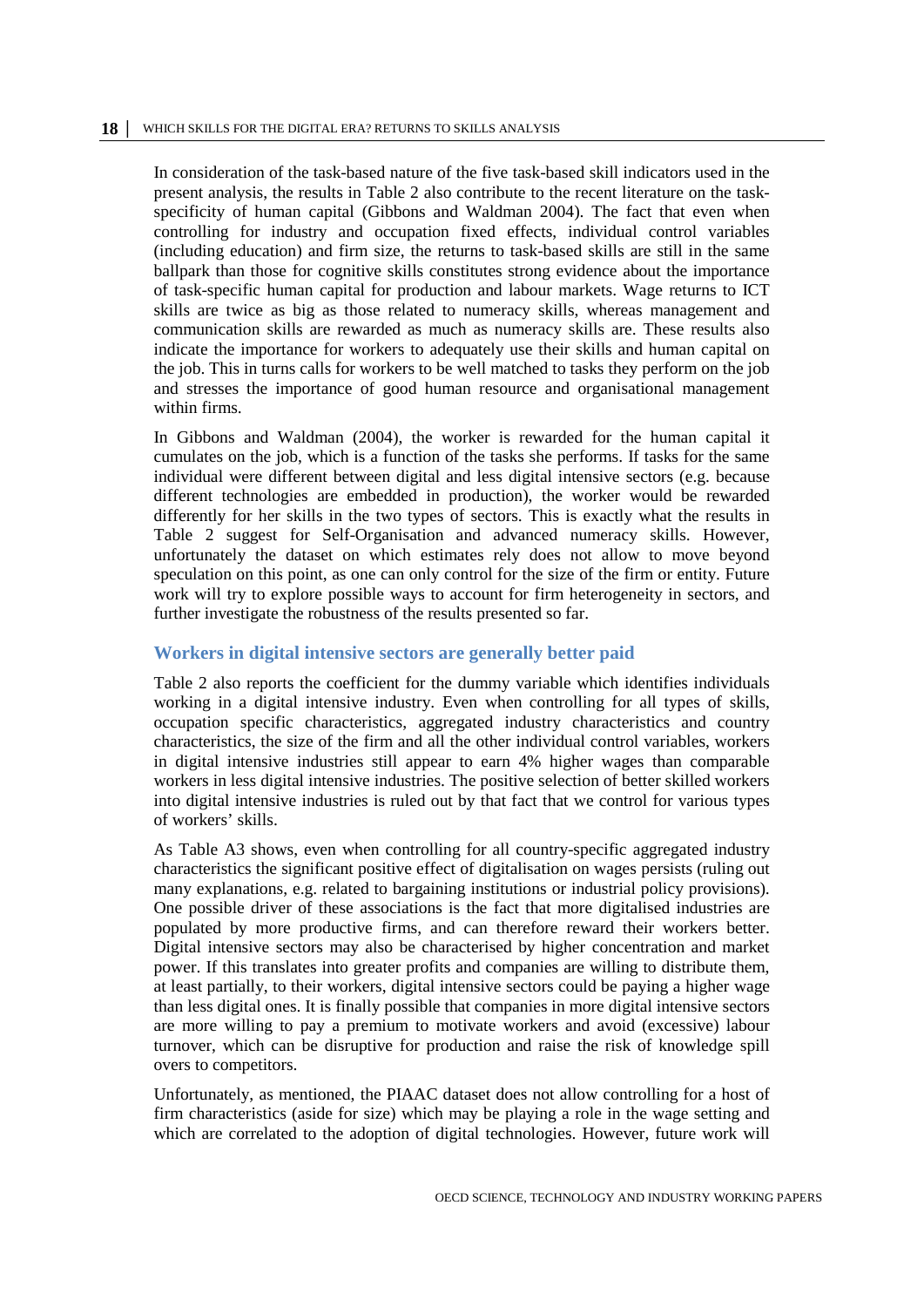In consideration of the task-based nature of the five task-based skill indicators used in the present analysis, the results in Table 2 also contribute to the recent literature on the task-specificity of human capital (Gibbons and Waldman 2004). The fact that even when controlling for industry and occupation fixed effects, individual control variables (including education) and firm size, the returns to task-based skills are still in the same ballpark than those for cognitive skills constitutes strong evidence about the importance of task-specific human capital for production and labour markets. Wage returns to ICT skills are twice as big as those related to numeracy skills, whereas management and communication skills are rewarded as much as numeracy skills are. These results also indicate the importance for workers to adequately use their skills and human capital on the job. This in turns calls for workers to be well matched to tasks they perform on the job and stresses the importance of good human resource and organisational management within firms.

In Gibbons and Waldman (2004), the worker is rewarded for the human capital it cumulates on the job, which is a function of the tasks she performs. If tasks for the same individual were different between digital and less digital intensive sectors (e.g. because different technologies are embedded in production), the worker would be rewarded differently for her skills in the two types of sectors. This is exactly what the results in Table 2 suggest for Self-Organisation and advanced numeracy skills. However, unfortunately the dataset on which estimates rely does not allow to move beyond speculation on this point, as one can only control for the size of the firm or entity. Future work will try to explore possible ways to account for firm heterogeneity in sectors, and further investigate the robustness of the results presented so far.

## Workers in digital intensive sectors are generally better paid

Table 2 also reports the coefficient for the dummy variable which identifies individuals working in a digital intensive industry. Even when controlling for all types of skills, occupation specific characteristics, aggregated industry characteristics and country characteristics, the size of the firm and all the other individual control variables, workers in digital intensive industries still appear to earn 4% higher wages than comparable workers in less digital intensive industries. The positive selection of better skilled workers into digital intensive industries is ruled out by that fact that we control for various types of workers' skills.

As Table A3 shows, even when controlling for all country-specific aggregated industry characteristics the significant positive effect of digitalisation on wages persists (ruling out many explanations, e.g. related to bargaining institutions or industrial policy provisions). One possible driver of these associations is the fact that more digitalised industries are populated by more productive firms, and can therefore reward their workers better. Digital intensive sectors may also be characterised by higher concentration and market power. If this translates into greater profits and companies are willing to distribute them, at least partially, to their workers, digital intensive sectors could be paying a higher wage than less digital ones. It is finally possible that companies in more digital intensive sectors are more willing to pay a premium to motivate workers and avoid (excessive) labour turnover, which can be disruptive for production and raise the risk of knowledge spill overs to competitors.

Unfortunately, as mentioned, the PIAAC dataset does not allow controlling for a host of firm characteristics (aside for size) which may be playing a role in the wage setting and which are correlated to the adoption of digital technologies. However, future work will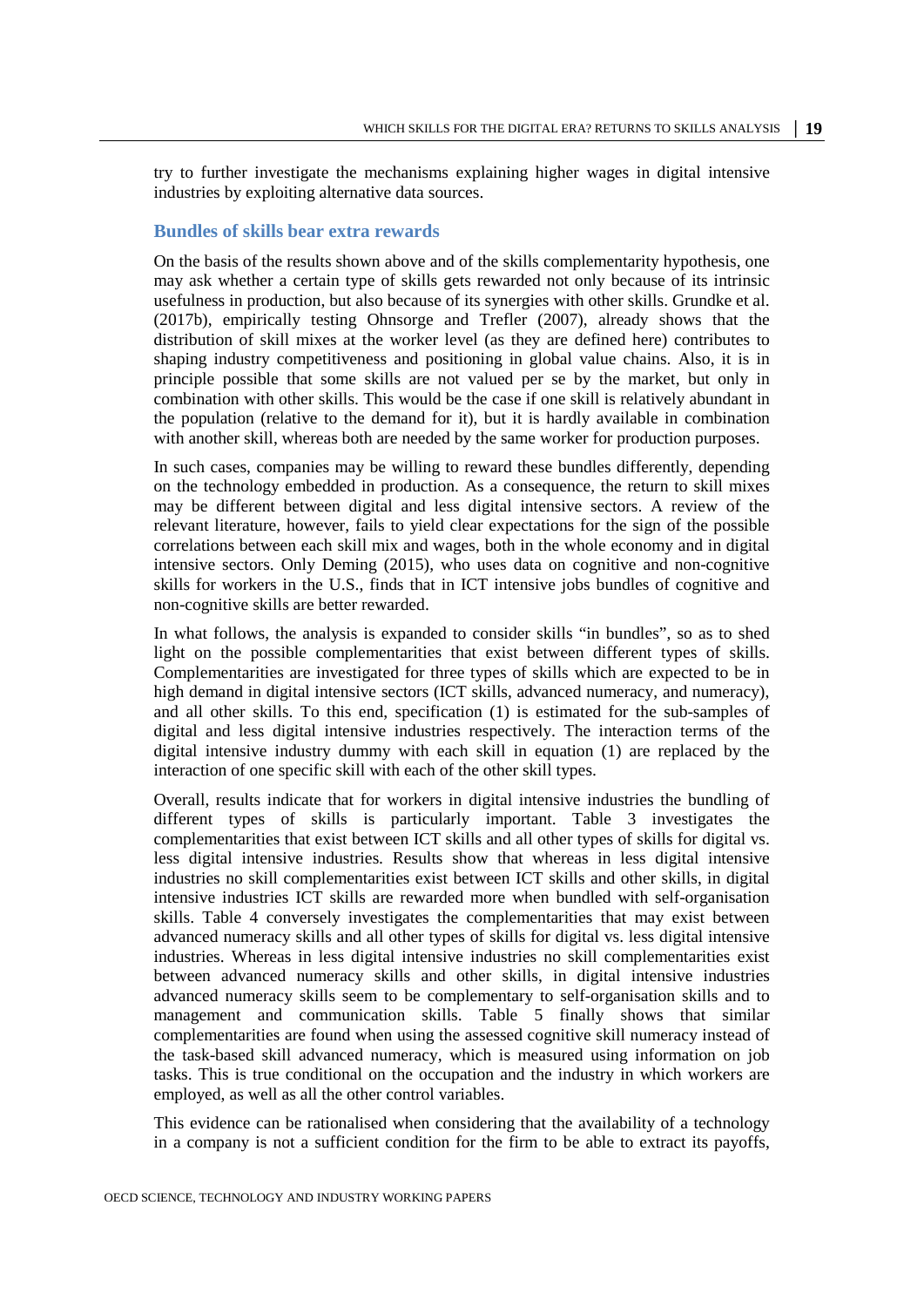try to further investigate the mechanisms explaining higher wages in digital intensive industries by exploiting alternative data sources.

### Bundles of skills bear extra rewards

On the basis of the results shown above and of the skills complementarity hypothesis, one may ask whether a certain type of skills gets rewarded not only because of its intrinsic usefulness in production, but also because of its synergies with other skills. Grundke et al. (2017b), empirically testing Ohnsorge and Trefler (2007), already shows that the distribution of skill mixes at the worker level (as they are defined here) contributes to shaping industry competitiveness and positioning in global value chains. Also, it is in principle possible that some skills are not valued per se by the market, but only in combination with other skills. This would be the case if one skill is relatively abundant in the population (relative to the demand for it), but it is hardly available in combination with another skill, whereas both are needed by the same worker for production purposes.

In such cases, companies may be willing to reward these bundles differently, depending on the technology embedded in production. As a consequence, the return to skill mixes may be different between digital and less digital intensive sectors. A review of the relevant literature, however, fails to yield clear expectations for the sign of the possible correlations between each skill mix and wages, both in the whole economy and in digital intensive sectors. Only Deming (2015), who uses data on cognitive and non-cognitive skills for workers in the U.S., finds that in ICT intensive jobs bundles of cognitive and non-cognitive skills are better rewarded.

In what follows, the analysis is expanded to consider skills "in bundles", so as to shed light on the possible complementarities that exist between different types of skills. Complementarities are investigated for three types of skills which are expected to be in high demand in digital intensive sectors (ICT skills, advanced numeracy, and numeracy), and all other skills. To this end, specification (1) is estimated for the sub-samples of digital and less digital intensive industries respectively. The interaction terms of the digital intensive industry dummy with each skill in equation (1) are replaced by the interaction of one specific skill with each of the other skill types.

Overall, results indicate that for workers in digital intensive industries the bundling of different types of skills is particularly important. Table 3 investigates the complementarities that exist between ICT skills and all other types of skills for digital vs. less digital intensive industries. Results show that whereas in less digital intensive industries no skill complementarities exist between ICT skills and other skills, in digital intensive industries ICT skills are rewarded more when bundled with self-organisation skills. Table 4 conversely investigates the complementarities that may exist between advanced numeracy skills and all other types of skills for digital vs. less digital intensive industries. Whereas in less digital intensive industries no skill complementarities exist between advanced numeracy skills and other skills, in digital intensive industries advanced numeracy skills seem to be complementary to self-organisation skills and to management and communication skills. Table 5 finally shows that similar complementarities are found when using the assessed cognitive skill numeracy instead of the task-based skill advanced numeracy, which is measured using information on job tasks. This is true conditional on the occupation and the industry in which workers are employed, as well as all the other control variables.

This evidence can be rationalised when considering that the availability of a technology in a company is not a sufficient condition for the firm to be able to extract its payoffs,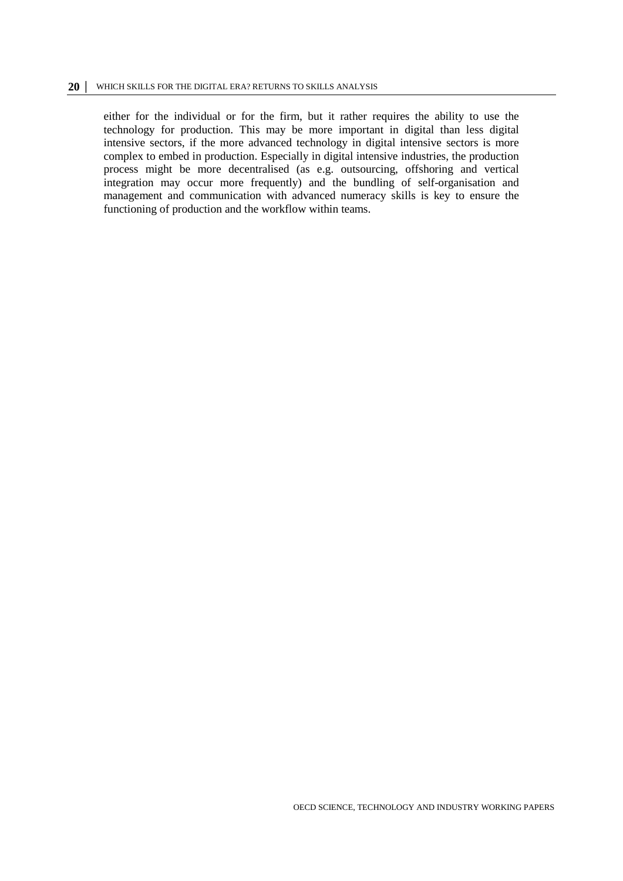either for the individual or for the firm, but it rather requires the ability to use the technology for production. This may be more important in digital than less digital intensive sectors, if the more advanced technology in digital intensive sectors is more complex to embed in production. Especially in digital intensive industries, the production process might be more decentralised (as e.g. outsourcing, offshoring and vertical integration may occur more frequently) and the bundling of self-organisation and management and communication with advanced numeracy skills is key to ensure the functioning of production and the workflow within teams.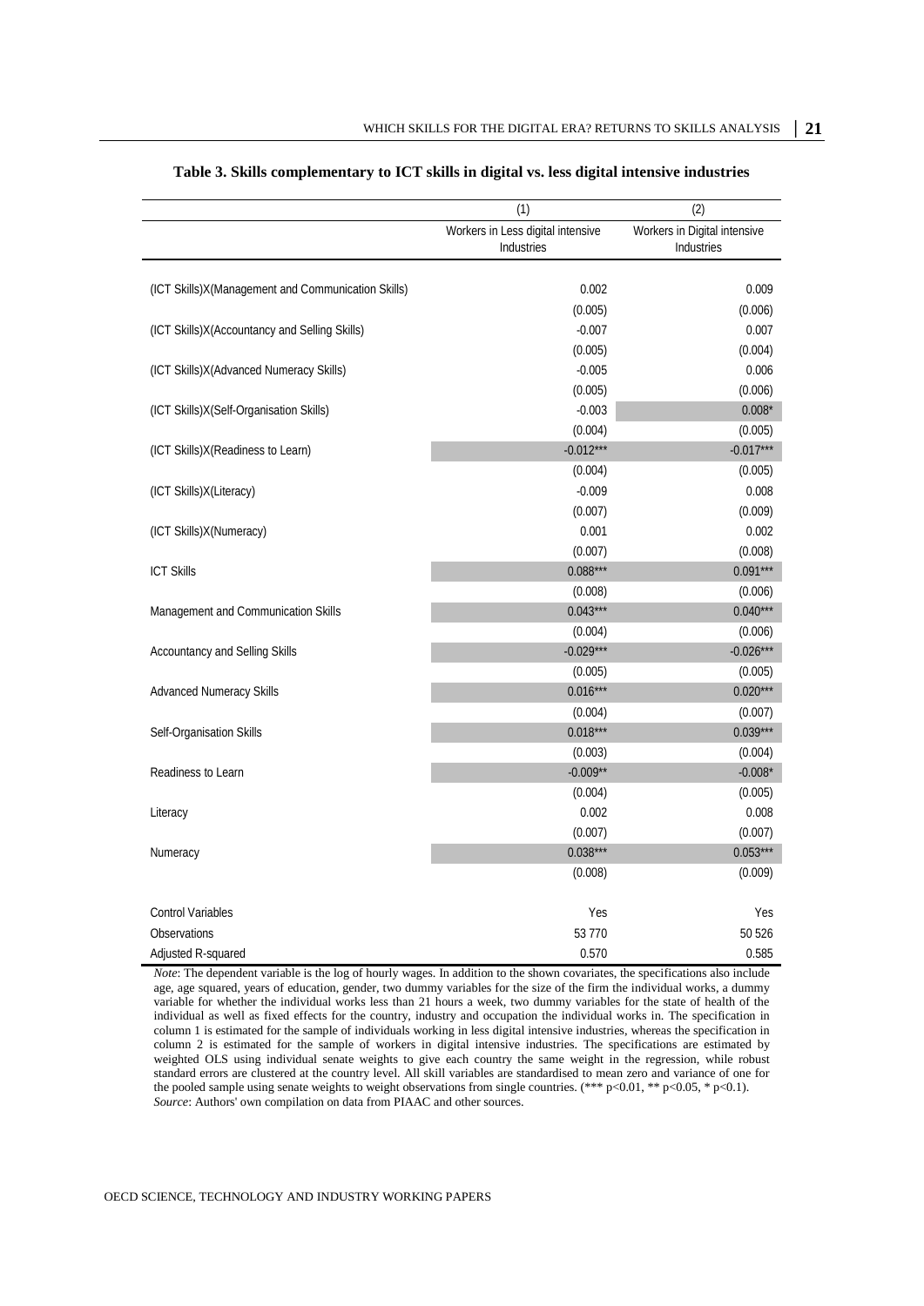**Table 3. Skills complementary to ICT skills in digital vs. less digital intensive industries**

| | (1) | (2) |
|---|---|---|
| | Workers in Less digital intensive Industries | Workers in Digital intensive Industries |
| (ICT Skills)X(Management and Communication Skills) | 0.002 | 0.009 |
| | (0.005) | (0.006) |
| (ICT Skills)X(Accountancy and Selling Skills) | -0.007 | 0.007 |
| | (0.005) | (0.004) |
| (ICT Skills)X(Advanced Numeracy Skills) | -0.005 | 0.006 |
| | (0.005) | (0.006) |
| (ICT Skills)X(Self-Organisation Skills) | -0.003 | 0.008* |
| | (0.004) | (0.005) |
| (ICT Skills)X(Readiness to Learn) | -0.012*** | -0.017*** |
| | (0.004) | (0.005) |
| (ICT Skills)X(Literacy) | -0.009 | 0.008 |
| | (0.007) | (0.009) |
| (ICT Skills)X(Numeracy) | 0.001 | 0.002 |
| | (0.007) | (0.008) |
| ICT Skills | 0.088*** | 0.091*** |
| | (0.008) | (0.006) |
| Management and Communication Skills | 0.043*** | 0.040*** |
| | (0.004) | (0.006) |
| Accountancy and Selling Skills | -0.029*** | -0.026*** |
| | (0.005) | (0.005) |
| Advanced Numeracy Skills | 0.016*** | 0.020*** |
| | (0.004) | (0.007) |
| Self-Organisation Skills | 0.018*** | 0.039*** |
| | (0.003) | (0.004) |
| Readiness to Learn | -0.009** | -0.008* |
| | (0.004) | (0.005) |
| Literacy | 0.002 | 0.008 |
| | (0.007) | (0.007) |
| Numeracy | 0.038*** | 0.053*** |
| | (0.008) | (0.009) |
| Control Variables | Yes | Yes |
| Observations | 53 770 | 50 526 |
| Adjusted R-squared | 0.570 | 0.585 |

*Note*: The dependent variable is the log of hourly wages. In addition to the shown covariates, the specifications also include age, age squared, years of education, gender, two dummy variables for the size of the firm the individual works, a dummy variable for whether the individual works less than 21 hours a week, two dummy variables for the state of health of the individual as well as fixed effects for the country, industry and occupation the individual works in. The specification in column 1 is estimated for the sample of individuals working in less digital intensive industries, whereas the specification in column 2 is estimated for the sample of workers in digital intensive industries. The specifications are estimated by weighted OLS using individual senate weights to give each country the same weight in the regression, while robust standard errors are clustered at the country level. All skill variables are standardised to mean zero and variance of one for the pooled sample using senate weights to weight observations from single countries. (*** $p<0.01$, ** $p<0.05$, * $p<0.1$).
*Source*: Authors' own compilation on data from PIAAC and other sources.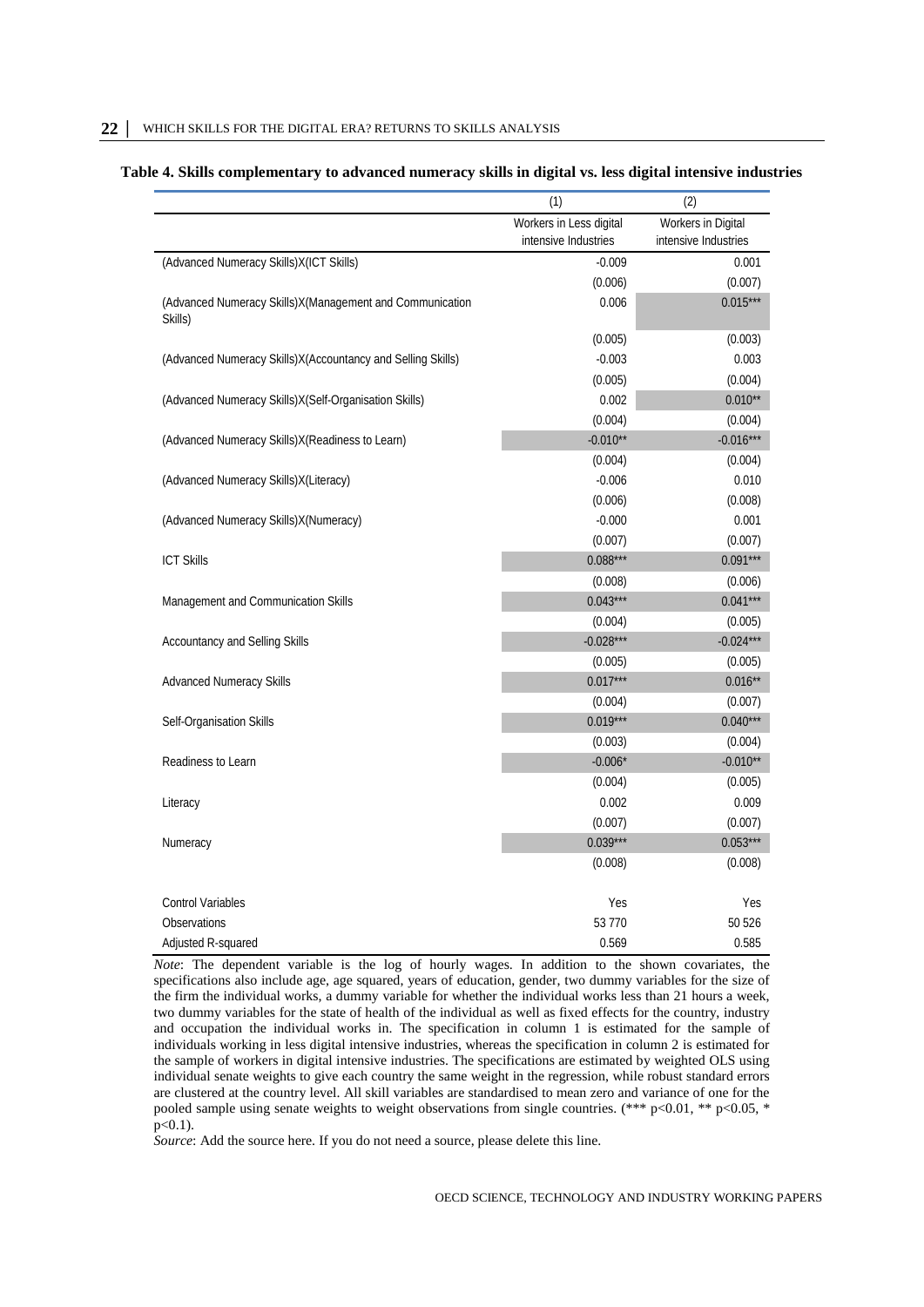**Table 4. Skills complementary to advanced numeracy skills in digital vs. less digital intensive industries**

| | (1) | (2) |
|---|---|---|
| | Workers in Less digital intensive Industries | Workers in Digital intensive Industries |
| (Advanced Numeracy Skills)X(ICT Skills) | -0.009 | 0.001 |
| | (0.006) | (0.007) |
| (Advanced Numeracy Skills)X(Management and Communication Skills) | 0.006 | 0.015*** |
| | (0.005) | (0.003) |
| (Advanced Numeracy Skills)X(Accountancy and Selling Skills) | -0.003 | 0.003 |
| | (0.005) | (0.004) |
| (Advanced Numeracy Skills)X(Self-Organisation Skills) | 0.002 | 0.010** |
| | (0.004) | (0.004) |
| (Advanced Numeracy Skills)X(Readiness to Learn) | -0.010** | -0.016*** |
| | (0.004) | (0.004) |
| (Advanced Numeracy Skills)X(Literacy) | -0.006 | 0.010 |
| | (0.006) | (0.008) |
| (Advanced Numeracy Skills)X(Numeracy) | -0.000 | 0.001 |
| | (0.007) | (0.007) |
| ICT Skills | 0.088*** | 0.091*** |
| | (0.008) | (0.006) |
| Management and Communication Skills | 0.043*** | 0.041*** |
| | (0.004) | (0.005) |
| Accountancy and Selling Skills | -0.028*** | -0.024*** |
| | (0.005) | (0.005) |
| Advanced Numeracy Skills | 0.017*** | 0.016** |
| | (0.004) | (0.007) |
| Self-Organisation Skills | 0.019*** | 0.040*** |
| | (0.003) | (0.004) |
| Readiness to Learn | -0.006* | -0.010** |
| | (0.004) | (0.005) |
| Literacy | 0.002 | 0.009 |
| | (0.007) | (0.007) |
| Numeracy | 0.039*** | 0.053*** |
| | (0.008) | (0.008) |
| | | |
| Control Variables | Yes | Yes |
| Observations | 53 770 | 50 526 |
| Adjusted R-squared | 0.569 | 0.585 |

*Note*: The dependent variable is the log of hourly wages. In addition to the shown covariates, the specifications also include age, age squared, years of education, gender, two dummy variables for the size of the firm the individual works, a dummy variable for whether the individual works less than 21 hours a week, two dummy variables for the state of health of the individual as well as fixed effects for the country, industry and occupation the individual works in. The specification in column 1 is estimated for the sample of individuals working in less digital intensive industries, whereas the specification in column 2 is estimated for the sample of workers in digital intensive industries. The specifications are estimated by weighted OLS using individual senate weights to give each country the same weight in the regression, while robust standard errors are clustered at the country level. All skill variables are standardised to mean zero and variance of one for the pooled sample using senate weights to weight observations from single countries. (*** $p<0.01$, ** $p<0.05$, * $p<0.1$).

*Source*: Add the source here. If you do not need a source, please delete this line.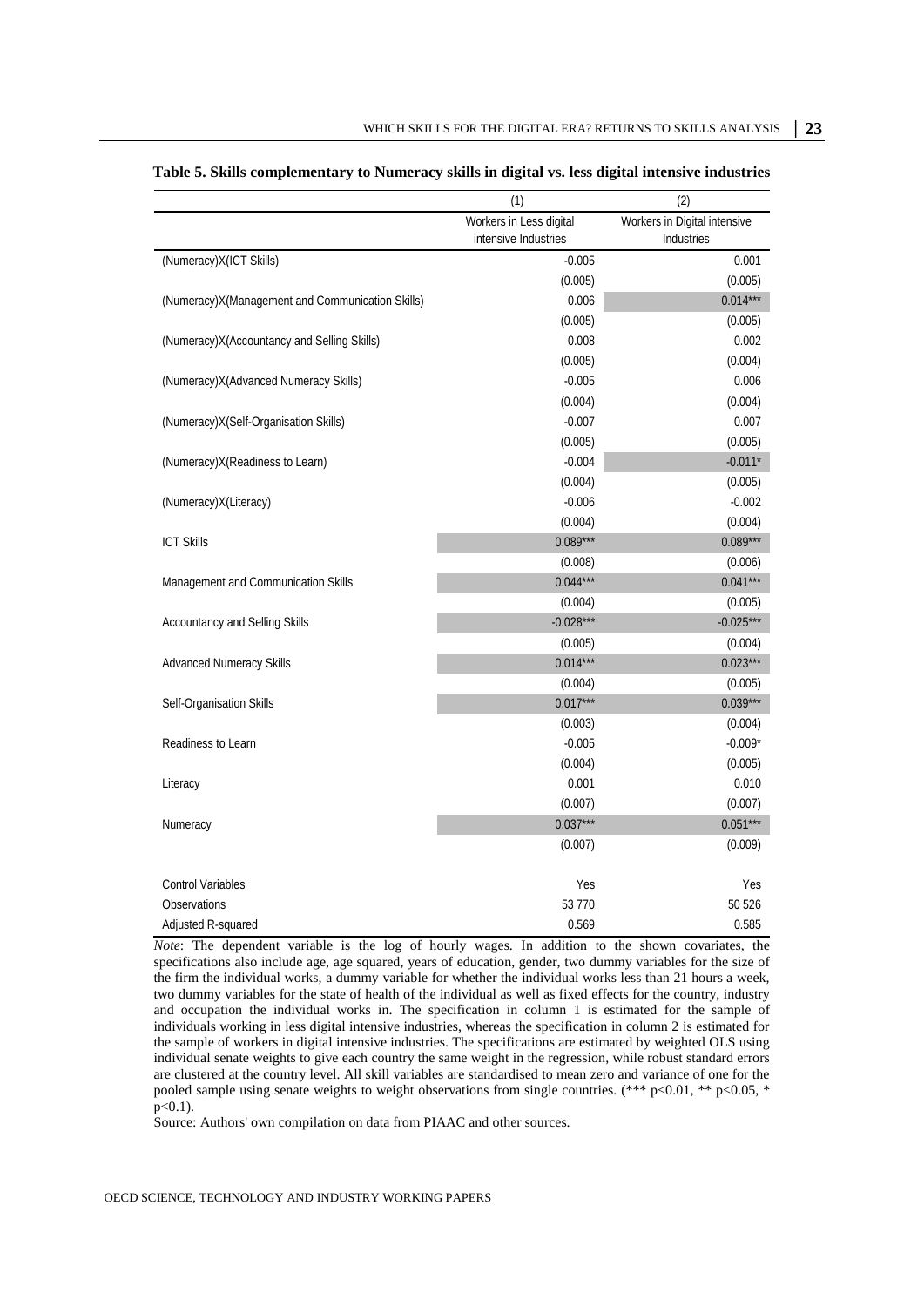**Table 5. Skills complementary to Numeracy skills in digital vs. less digital intensive industries**

| | (1) | (2) |
|---|---|---|
| | Workers in Less digital intensive Industries | Workers in Digital intensive Industries |
| (Numeracy)X(ICT Skills) | -0.005 | 0.001 |
| | (0.005) | (0.005) |
| (Numeracy)X(Management and Communication Skills) | 0.006 | 0.014*** |
| | (0.005) | (0.005) |
| (Numeracy)X(Accountancy and Selling Skills) | 0.008 | 0.002 |
| | (0.005) | (0.004) |
| (Numeracy)X(Advanced Numeracy Skills) | -0.005 | 0.006 |
| | (0.004) | (0.004) |
| (Numeracy)X(Self-Organisation Skills) | -0.007 | 0.007 |
| | (0.005) | (0.005) |
| (Numeracy)X(Readiness to Learn) | -0.004 | -0.011* |
| | (0.004) | (0.005) |
| (Numeracy)X(Literacy) | -0.006 | -0.002 |
| | (0.004) | (0.004) |
| ICT Skills | 0.089*** | 0.089*** |
| | (0.008) | (0.006) |
| Management and Communication Skills | 0.044*** | 0.041*** |
| | (0.004) | (0.005) |
| Accountancy and Selling Skills | -0.028*** | -0.025*** |
| | (0.005) | (0.004) |
| Advanced Numeracy Skills | 0.014*** | 0.023*** |
| | (0.004) | (0.005) |
| Self-Organisation Skills | 0.017*** | 0.039*** |
| | (0.003) | (0.004) |
| Readiness to Learn | -0.005 | -0.009* |
| | (0.004) | (0.005) |
| Literacy | 0.001 | 0.010 |
| | (0.007) | (0.007) |
| Numeracy | 0.037*** | 0.051*** |
| | (0.007) | (0.009) |
| Control Variables | Yes | Yes |
| Observations | 53 770 | 50 526 |
| Adjusted R-squared | 0.569 | 0.585 |

*Note*: The dependent variable is the log of hourly wages. In addition to the shown covariates, the specifications also include age, age squared, years of education, gender, two dummy variables for the size of the firm the individual works, a dummy variable for whether the individual works less than 21 hours a week, two dummy variables for the state of health of the individual as well as fixed effects for the country, industry and occupation the individual works in. The specification in column 1 is estimated for the sample of individuals working in less digital intensive industries, whereas the specification in column 2 is estimated for the sample of workers in digital intensive industries. The specifications are estimated by weighted OLS using individual senate weights to give each country the same weight in the regression, while robust standard errors are clustered at the country level. All skill variables are standardised to mean zero and variance of one for the pooled sample using senate weights to weight observations from single countries. (*** p<0.01, ** p<0.05, * p<0.1).

Source: Authors' own compilation on data from PIAAC and other sources.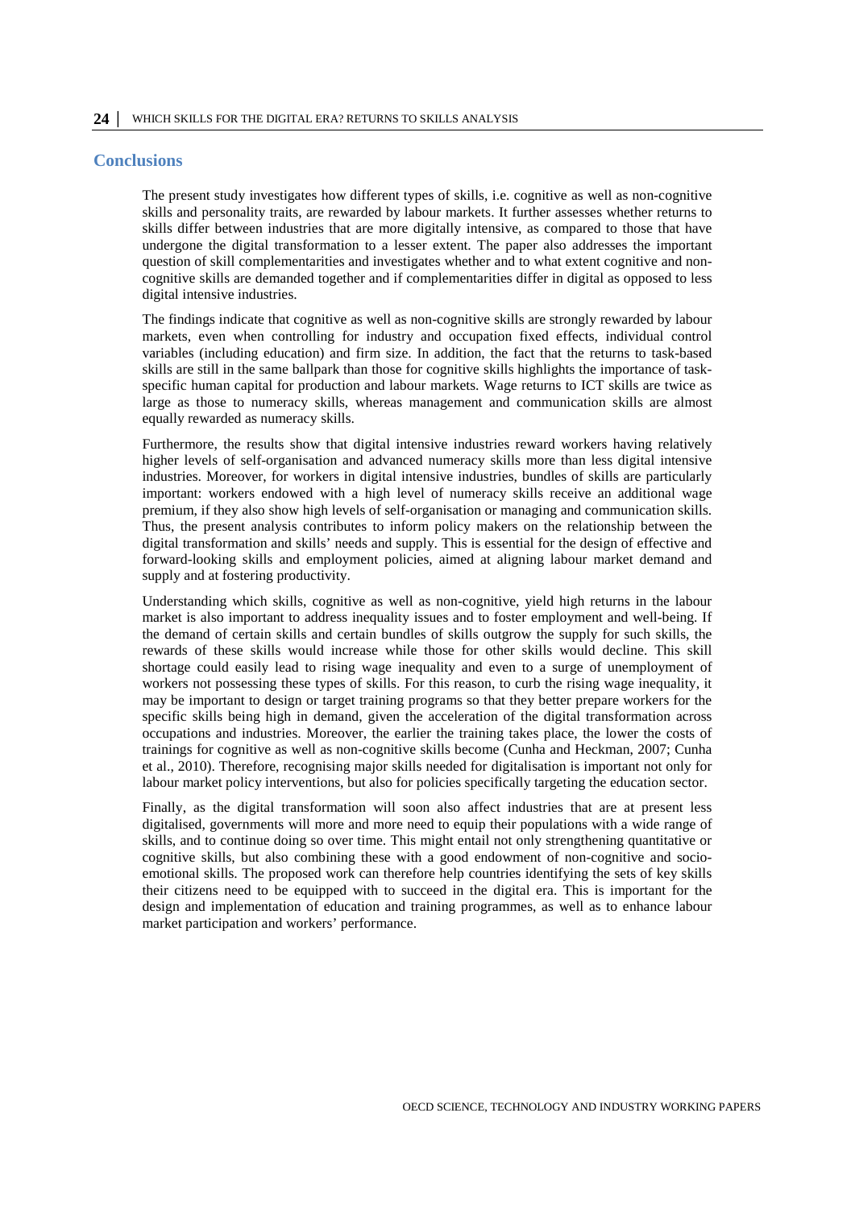## Conclusions

The present study investigates how different types of skills, i.e. cognitive as well as non-cognitive skills and personality traits, are rewarded by labour markets. It further assesses whether returns to skills differ between industries that are more digitally intensive, as compared to those that have undergone the digital transformation to a lesser extent. The paper also addresses the important question of skill complementarities and investigates whether and to what extent cognitive and non-cognitive skills are demanded together and if complementarities differ in digital as opposed to less digital intensive industries.

The findings indicate that cognitive as well as non-cognitive skills are strongly rewarded by labour markets, even when controlling for industry and occupation fixed effects, individual control variables (including education) and firm size. In addition, the fact that the returns to task-based skills are still in the same ballpark than those for cognitive skills highlights the importance of task-specific human capital for production and labour markets. Wage returns to ICT skills are twice as large as those to numeracy skills, whereas management and communication skills are almost equally rewarded as numeracy skills.

Furthermore, the results show that digital intensive industries reward workers having relatively higher levels of self-organisation and advanced numeracy skills more than less digital intensive industries. Moreover, for workers in digital intensive industries, bundles of skills are particularly important: workers endowed with a high level of numeracy skills receive an additional wage premium, if they also show high levels of self-organisation or managing and communication skills. Thus, the present analysis contributes to inform policy makers on the relationship between the digital transformation and skills' needs and supply. This is essential for the design of effective and forward-looking skills and employment policies, aimed at aligning labour market demand and supply and at fostering productivity.

Understanding which skills, cognitive as well as non-cognitive, yield high returns in the labour market is also important to address inequality issues and to foster employment and well-being. If the demand of certain skills and certain bundles of skills outgrow the supply for such skills, the rewards of these skills would increase while those for other skills would decline. This skill shortage could easily lead to rising wage inequality and even to a surge of unemployment of workers not possessing these types of skills. For this reason, to curb the rising wage inequality, it may be important to design or target training programs so that they better prepare workers for the specific skills being high in demand, given the acceleration of the digital transformation across occupations and industries. Moreover, the earlier the training takes place, the lower the costs of trainings for cognitive as well as non-cognitive skills become (Cunha and Heckman, 2007; Cunha et al., 2010). Therefore, recognising major skills needed for digitalisation is important not only for labour market policy interventions, but also for policies specifically targeting the education sector.

Finally, as the digital transformation will soon also affect industries that are at present less digitalised, governments will more and more need to equip their populations with a wide range of skills, and to continue doing so over time. This might entail not only strengthening quantitative or cognitive skills, but also combining these with a good endowment of non-cognitive and socio-emotional skills. The proposed work can therefore help countries identifying the sets of key skills their citizens need to be equipped with to succeed in the digital era. This is important for the design and implementation of education and training programmes, as well as to enhance labour market participation and workers' performance.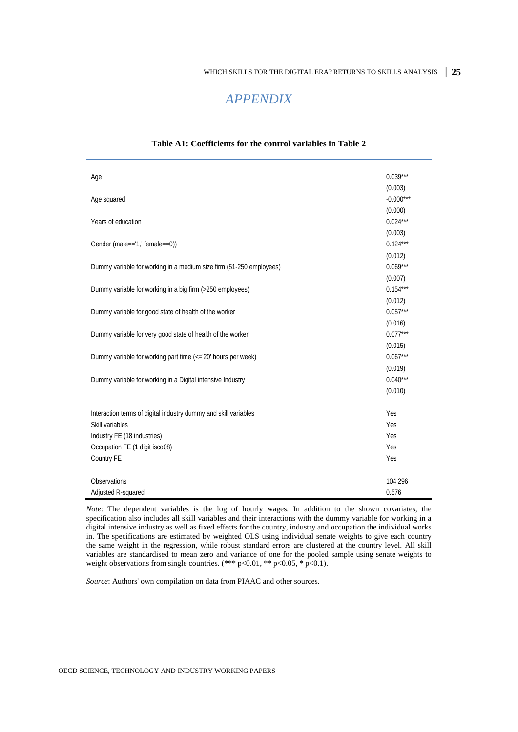# APPENDIX

**Table A1: Coefficients for the control variables in Table 2**

| | |
|---|---|
| Age | 0.039*** |
| | (0.003) |
| Age squared | -0.000*** |
| | (0.000) |
| Years of education | 0.024*** |
| | (0.003) |
| Gender (male=='1,' female==0)) | 0.124*** |
| | (0.012) |
| Dummy variable for working in a medium size firm (51-250 employees) | 0.069*** |
| | (0.007) |
| Dummy variable for working in a big firm (>250 employees) | 0.154*** |
| | (0.012) |
| Dummy variable for good state of health of the worker | 0.057*** |
| | (0.016) |
| Dummy variable for very good state of health of the worker | 0.077*** |
| | (0.015) |
| Dummy variable for working part time (<='20' hours per week) | 0.067*** |
| | (0.019) |
| Dummy variable for working in a Digital intensive Industry | 0.040*** |
| | (0.010) |
| Interaction terms of digital industry dummy and skill variables | Yes |
| Skill variables | Yes |
| Industry FE (18 industries) | Yes |
| Occupation FE (1 digit isco08) | Yes |
| Country FE | Yes |
| Observations | 104 296 |
| Adjusted R-squared | 0.576 |

*Note*: The dependent variables is the log of hourly wages. In addition to the shown covariates, the specification also includes all skill variables and their interactions with the dummy variable for working in a digital intensive industry as well as fixed effects for the country, industry and occupation the individual works in. The specifications are estimated by weighted OLS using individual senate weights to give each country the same weight in the regression, while robust standard errors are clustered at the country level. All skill variables are standardised to mean zero and variance of one for the pooled sample using senate weights to weight observations from single countries. (*** $p<0.01$, ** $p<0.05$, * $p<0.1$).

*Source*: Authors' own compilation on data from PIAAC and other sources.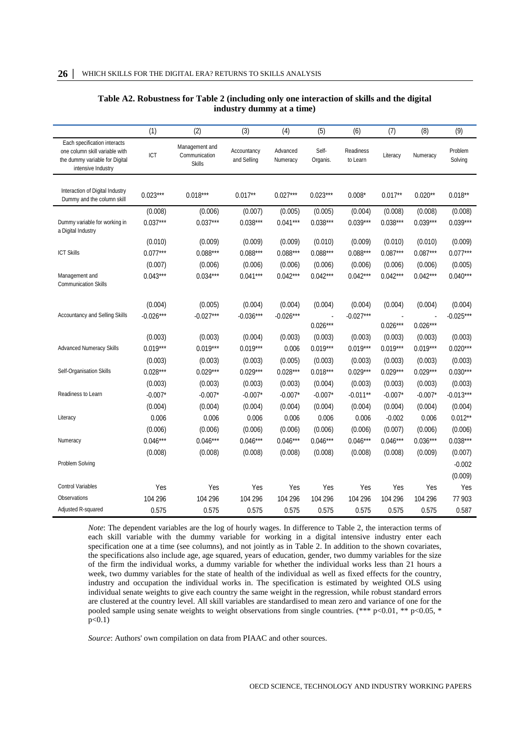**Table A2. Robustness for Table 2 (including only one interaction of skills and the digital industry dummy at a time)**

| | (1) | (2) | (3) | (4) | (5) | (6) | (7) | (8) | (9) |
|---|---|---|---|---|---|---|---|---|---|
| Each specification interacts one column skill variable with the dummy variable for Digital intensive Industry | ICT | Management and Communication Skills | Accountancy and Selling | Advanced Numeracy | Self-Organis. | Readiness to Learn | Literacy | Numeracy | Problem Solving |
| Interaction of Digital Industry Dummy and the column skill | 0.023*** | 0.018*** | 0.017** | 0.027*** | 0.023*** | 0.008* | 0.017** | 0.020** | 0.018** |
| | (0.008) | (0.006) | (0.007) | (0.005) | (0.005) | (0.004) | (0.008) | (0.008) | (0.008) |
| Dummy variable for working in a Digital Industry | 0.037*** | 0.037*** | 0.038*** | 0.041*** | 0.038*** | 0.039*** | 0.038*** | 0.039*** | 0.039*** |
| | (0.010) | (0.009) | (0.009) | (0.009) | (0.010) | (0.009) | (0.010) | (0.010) | (0.009) |
| ICT Skills | 0.077*** | 0.088*** | 0.088*** | 0.088*** | 0.088*** | 0.088*** | 0.087*** | 0.087*** | 0.077*** |
| | (0.007) | (0.006) | (0.006) | (0.006) | (0.006) | (0.006) | (0.006) | (0.006) | (0.005) |
| Management and Communication Skills | 0.043*** | 0.034*** | 0.041*** | 0.042*** | 0.042*** | 0.042*** | 0.042*** | 0.042*** | 0.040*** |
| | (0.004) | (0.005) | (0.004) | (0.004) | (0.004) | (0.004) | (0.004) | (0.004) | (0.004) |
| Accountancy and Selling Skills | -0.026*** | -0.027*** | -0.036*** | -0.026*** | -0.026*** | -0.027*** | -0.026*** | -0.026*** | -0.025*** |
| | (0.003) | (0.003) | (0.004) | (0.003) | (0.003) | (0.003) | (0.003) | (0.003) | (0.003) |
| Advanced Numeracy Skills | 0.019*** | 0.019*** | 0.019*** | 0.006 | 0.019*** | 0.019*** | 0.019*** | 0.019*** | 0.020*** |
| | (0.003) | (0.003) | (0.003) | (0.005) | (0.003) | (0.003) | (0.003) | (0.003) | (0.003) |
| Self-Organisation Skills | 0.028*** | 0.029*** | 0.029*** | 0.028*** | 0.018*** | 0.029*** | 0.029*** | 0.029*** | 0.030*** |
| | (0.003) | (0.003) | (0.003) | (0.003) | (0.004) | (0.003) | (0.003) | (0.003) | (0.003) |
| Readiness to Learn | -0.007* | -0.007* | -0.007* | -0.007* | -0.007* | -0.011** | -0.007* | -0.007* | -0.013*** |
| | (0.004) | (0.004) | (0.004) | (0.004) | (0.004) | (0.004) | (0.004) | (0.004) | (0.004) |
| Literacy | 0.006 | 0.006 | 0.006 | 0.006 | 0.006 | 0.006 | -0.002 | 0.006 | 0.012** |
| | (0.006) | (0.006) | (0.006) | (0.006) | (0.006) | (0.006) | (0.007) | (0.006) | (0.006) |
| Numeracy | 0.046*** | 0.046*** | 0.046*** | 0.046*** | 0.046*** | 0.046*** | 0.046*** | 0.036*** | 0.038*** |
| | (0.008) | (0.008) | (0.008) | (0.008) | (0.008) | (0.008) | (0.008) | (0.009) | (0.007) |
| Problem Solving | | | | | | | | | -0.002 |
| | | | | | | | | | (0.009) |
| Control Variables | Yes | Yes | Yes | Yes | Yes | Yes | Yes | Yes | Yes |
| Observations | 104 296 | 104 296 | 104 296 | 104 296 | 104 296 | 104 296 | 104 296 | 104 296 | 77 903 |
| Adjusted R-squared | 0.575 | 0.575 | 0.575 | 0.575 | 0.575 | 0.575 | 0.575 | 0.575 | 0.587 |

*Note*: The dependent variables are the log of hourly wages. In difference to Table 2, the interaction terms of each skill variable with the dummy variable for working in a digital intensive industry enter each specification one at a time (see columns), and not jointly as in Table 2. In addition to the shown covariates, the specifications also include age, age squared, years of education, gender, two dummy variables for the size of the firm the individual works, a dummy variable for whether the individual works less than 21 hours a week, two dummy variables for the state of health of the individual as well as fixed effects for the country, industry and occupation the individual works in. The specification is estimated by weighted OLS using individual senate weights to give each country the same weight in the regression, while robust standard errors are clustered at the country level. All skill variables are standardised to mean zero and variance of one for the pooled sample using senate weights to weight observations from single countries. (*** p<0.01, ** p<0.05, * p<0.1)

*Source*: Authors' own compilation on data from PIAAC and other sources.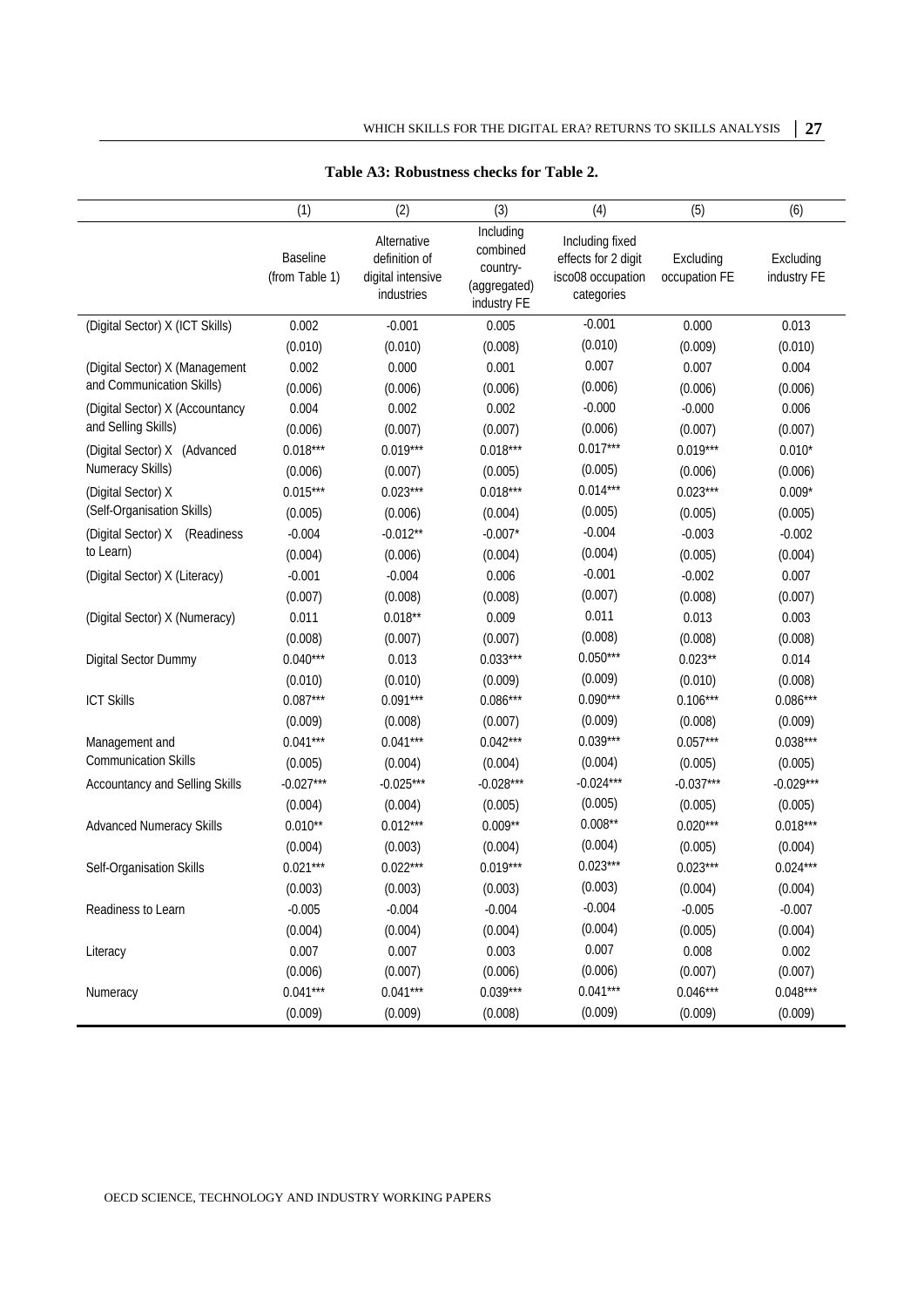**Table A3: Robustness checks for Table 2.**

| | (1) | (2) | (3) | (4) | (5) | (6) |
|---|---|---|---|---|---|---|
| | Baseline (from Table 1) | Alternative definition of digital intensive industries | Including combined country-(aggregated) industry FE | Including fixed effects for 2 digit isco08 occupation categories | Excluding occupation FE | Excluding industry FE |
| (Digital Sector) X (ICT Skills) | 0.002 | -0.001 | 0.005 | -0.001 | 0.000 | 0.013 |
| | (0.010) | (0.010) | (0.008) | (0.010) | (0.009) | (0.010) |
| (Digital Sector) X (Management and Communication Skills) | 0.002 | 0.000 | 0.001 | 0.007 | 0.007 | 0.004 |
| | (0.006) | (0.006) | (0.006) | (0.006) | (0.006) | (0.006) |
| (Digital Sector) X (Accountancy and Selling Skills) | 0.004 | 0.002 | 0.002 | -0.000 | -0.000 | 0.006 |
| | (0.006) | (0.007) | (0.007) | (0.006) | (0.007) | (0.007) |
| (Digital Sector) X (Advanced Numeracy Skills) | 0.018*** | 0.019*** | 0.018*** | 0.017*** | 0.019*** | 0.010* |
| | (0.006) | (0.007) | (0.005) | (0.005) | (0.006) | (0.006) |
| (Digital Sector) X (Self-Organisation Skills) | 0.015*** | 0.023*** | 0.018*** | 0.014*** | 0.023*** | 0.009* |
| | (0.005) | (0.006) | (0.004) | (0.005) | (0.005) | (0.005) |
| (Digital Sector) X (Readiness to Learn) | -0.004 | -0.012** | -0.007* | -0.004 | -0.003 | -0.002 |
| | (0.004) | (0.006) | (0.004) | (0.004) | (0.005) | (0.004) |
| (Digital Sector) X (Literacy) | -0.001 | -0.004 | 0.006 | -0.001 | -0.002 | 0.007 |
| | (0.007) | (0.008) | (0.008) | (0.007) | (0.008) | (0.007) |
| (Digital Sector) X (Numeracy) | 0.011 | 0.018** | 0.009 | 0.011 | 0.013 | 0.003 |
| | (0.008) | (0.007) | (0.007) | (0.008) | (0.008) | (0.008) |
| Digital Sector Dummy | 0.040*** | 0.013 | 0.033*** | 0.050*** | 0.023** | 0.014 |
| | (0.010) | (0.010) | (0.009) | (0.009) | (0.010) | (0.008) |
| ICT Skills | 0.087*** | 0.091*** | 0.086*** | 0.090*** | 0.106*** | 0.086*** |
| | (0.009) | (0.008) | (0.007) | (0.009) | (0.008) | (0.009) |
| Management and Communication Skills | 0.041*** | 0.041*** | 0.042*** | 0.039*** | 0.057*** | 0.038*** |
| | (0.005) | (0.004) | (0.004) | (0.004) | (0.005) | (0.005) |
| Accountancy and Selling Skills | -0.027*** | -0.025*** | -0.028*** | -0.024*** | -0.037*** | -0.029*** |
| | (0.004) | (0.004) | (0.005) | (0.005) | (0.005) | (0.005) |
| Advanced Numeracy Skills | 0.010** | 0.012*** | 0.009** | 0.008** | 0.020*** | 0.018*** |
| | (0.004) | (0.003) | (0.004) | (0.004) | (0.005) | (0.004) |
| Self-Organisation Skills | 0.021*** | 0.022*** | 0.019*** | 0.023*** | 0.023*** | 0.024*** |
| | (0.003) | (0.003) | (0.003) | (0.003) | (0.004) | (0.004) |
| Readiness to Learn | -0.005 | -0.004 | -0.004 | -0.004 | -0.005 | -0.007 |
| | (0.004) | (0.004) | (0.004) | (0.004) | (0.005) | (0.004) |
| Literacy | 0.007 | 0.007 | 0.003 | 0.007 | 0.008 | 0.002 |
| | (0.006) | (0.007) | (0.006) | (0.006) | (0.007) | (0.007) |
| Numeracy | 0.041*** | 0.041*** | 0.039*** | 0.041*** | 0.046*** | 0.048*** |
| | (0.009) | (0.009) | (0.008) | (0.009) | (0.009) | (0.009) |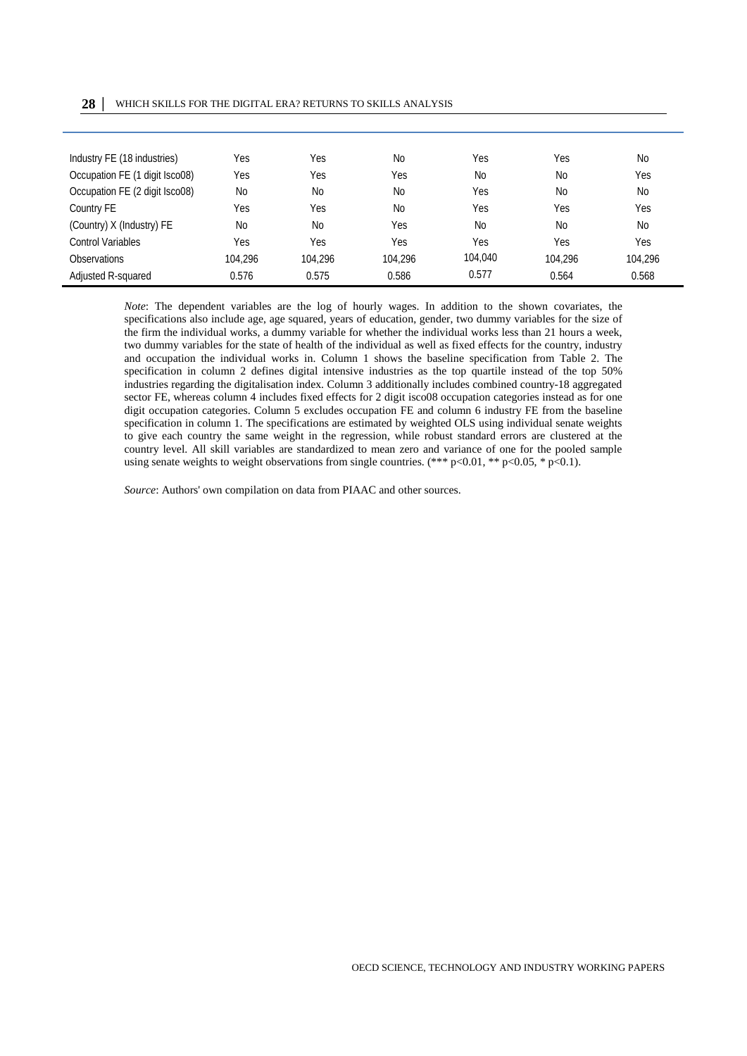| | | | | | | |
|---|---|---|---|---|---|---|
| Industry FE (18 industries) | Yes | Yes | No | Yes | Yes | No |
| Occupation FE (1 digit Isco08) | Yes | Yes | Yes | No | No | Yes |
| Occupation FE (2 digit Isco08) | No | No | No | Yes | No | No |
| Country FE | Yes | Yes | No | Yes | Yes | Yes |
| (Country) X (Industry) FE | No | No | Yes | No | No | No |
| Control Variables | Yes | Yes | Yes | Yes | Yes | Yes |
| Observations | 104,296 | 104,296 | 104,296 | 104,040 | 104,296 | 104,296 |
| Adjusted R-squared | 0.576 | 0.575 | 0.586 | 0.577 | 0.564 | 0.568 |

*Note*: The dependent variables are the log of hourly wages. In addition to the shown covariates, the specifications also include age, age squared, years of education, gender, two dummy variables for the size of the firm the individual works, a dummy variable for whether the individual works less than 21 hours a week, two dummy variables for the state of health of the individual as well as fixed effects for the country, industry and occupation the individual works in. Column 1 shows the baseline specification from Table 2. The specification in column 2 defines digital intensive industries as the top quartile instead of the top 50% industries regarding the digitalisation index. Column 3 additionally includes combined country-18 aggregated sector FE, whereas column 4 includes fixed effects for 2 digit isco08 occupation categories instead as for one digit occupation categories. Column 5 excludes occupation FE and column 6 industry FE from the baseline specification in column 1. The specifications are estimated by weighted OLS using individual senate weights to give each country the same weight in the regression, while robust standard errors are clustered at the country level. All skill variables are standardized to mean zero and variance of one for the pooled sample using senate weights to weight observations from single countries. (*** $p<0.01$, ** $p<0.05$, * $p<0.1$).

*Source*: Authors' own compilation on data from PIAAC and other sources.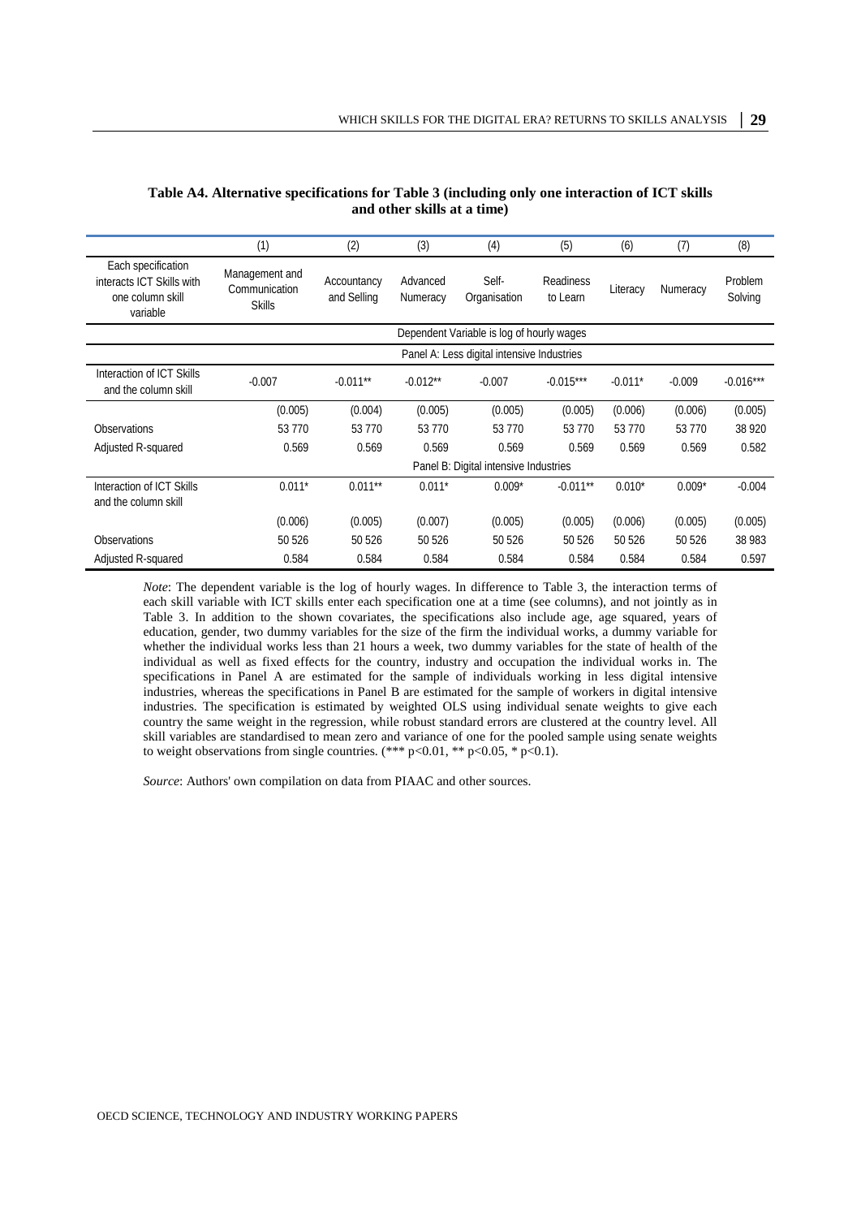**Table A4. Alternative specifications for Table 3 (including only one interaction of ICT skills and other skills at a time)**

| | (1) | (2) | (3) | (4) | (5) | (6) | (7) | (8) |
|---|---|---|---|---|---|---|---|---|
| Each specification interacts ICT Skills with one column skill variable | Management and Communication Skills | Accountancy and Selling | Advanced Numeracy | Self-Organisation | Readiness to Learn | Literacy | Numeracy | Problem Solving |
| | Dependent Variable is log of hourly wages | | | | | | | |
| | Panel A: Less digital intensive Industries | | | | | | | |
| Interaction of ICT Skills and the column skill | -0.007 | -0.011** | -0.012** | -0.007 | -0.015*** | -0.011* | -0.009 | -0.016*** |
| | (0.005) | (0.004) | (0.005) | (0.005) | (0.005) | (0.006) | (0.006) | (0.005) |
| Observations | 53 770 | 53 770 | 53 770 | 53 770 | 53 770 | 53 770 | 53 770 | 38 920 |
| Adjusted R-squared | 0.569 | 0.569 | 0.569 | 0.569 | 0.569 | 0.569 | 0.569 | 0.582 |
| | Panel B: Digital intensive Industries | | | | | | | |
| Interaction of ICT Skills and the column skill | 0.011* | 0.011** | 0.011* | 0.009* | -0.011** | 0.010* | 0.009* | -0.004 |
| | (0.006) | (0.005) | (0.007) | (0.005) | (0.005) | (0.006) | (0.005) | (0.005) |
| Observations | 50 526 | 50 526 | 50 526 | 50 526 | 50 526 | 50 526 | 50 526 | 38 983 |
| Adjusted R-squared | 0.584 | 0.584 | 0.584 | 0.584 | 0.584 | 0.584 | 0.584 | 0.597 |

*Note*: The dependent variable is the log of hourly wages. In difference to Table 3, the interaction terms of each skill variable with ICT skills enter each specification one at a time (see columns), and not jointly as in Table 3. In addition to the shown covariates, the specifications also include age, age squared, years of education, gender, two dummy variables for the size of the firm the individual works, a dummy variable for whether the individual works less than 21 hours a week, two dummy variables for the state of health of the individual as well as fixed effects for the country, industry and occupation the individual works in. The specifications in Panel A are estimated for the sample of individuals working in less digital intensive industries, whereas the specifications in Panel B are estimated for the sample of workers in digital intensive industries. The specification is estimated by weighted OLS using individual senate weights to give each country the same weight in the regression, while robust standard errors are clustered at the country level. All skill variables are standardised to mean zero and variance of one for the pooled sample using senate weights to weight observations from single countries. (*** $p<0.01$, ** $p<0.05$, * $p<0.1$).

*Source*: Authors' own compilation on data from PIAAC and other sources.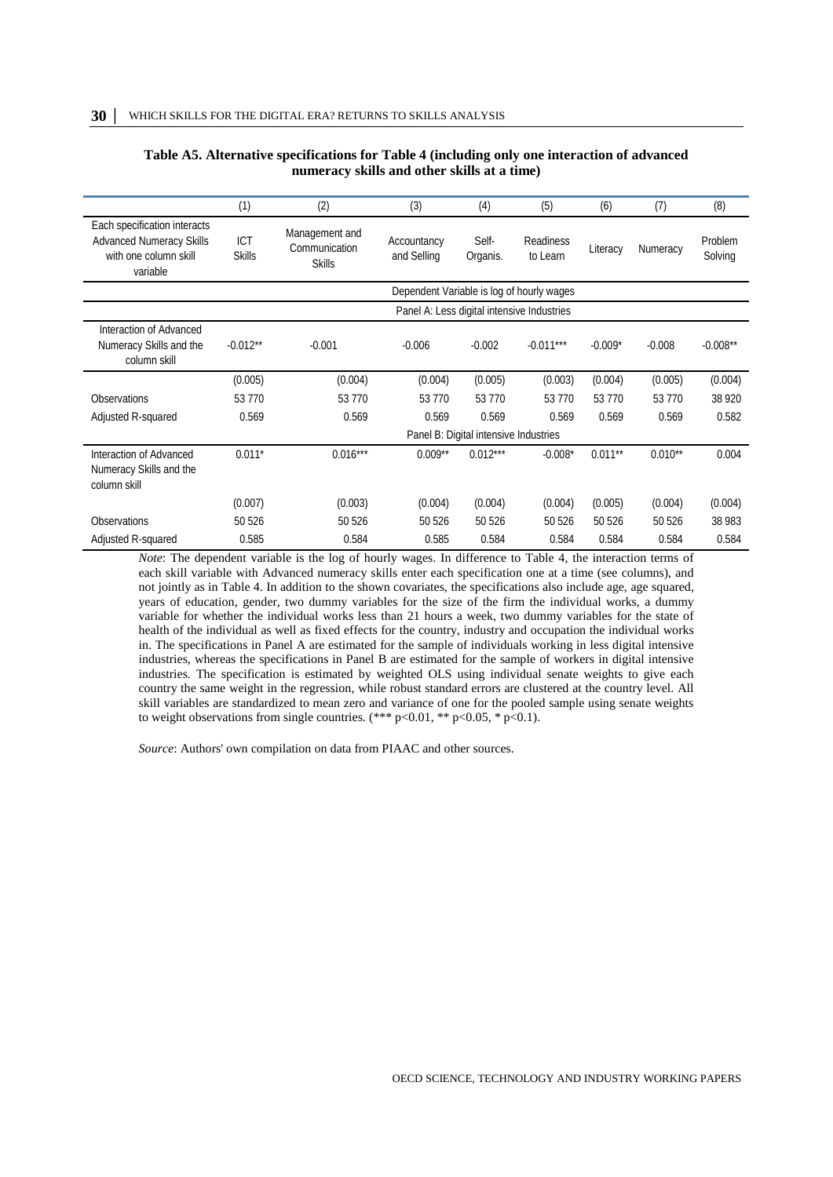**Table A5. Alternative specifications for Table 4 (including only one interaction of advanced numeracy skills and other skills at a time)**

| | (1) | (2) | (3) | (4) | (5) | (6) | (7) | (8) |
|---|---|---|---|---|---|---|---|---|
| Each specification interacts Advanced Numeracy Skills with one column skill variable | ICT Skills | Management and Communication Skills | Accountancy and Selling | Self-Organis. | Readiness to Learn | Literacy | Numeracy | Problem Solving |
| | Dependent Variable is log of hourly wages | | | | | | | |
| | Panel A: Less digital intensive Industries | | | | | | | |
| Interaction of Advanced Numeracy Skills and the column skill | -0.012** | -0.001 | -0.006 | -0.002 | -0.011*** | -0.009* | -0.008 | -0.008** |
| | (0.005) | (0.004) | (0.004) | (0.005) | (0.003) | (0.004) | (0.005) | (0.004) |
| Observations | 53 770 | 53 770 | 53 770 | 53 770 | 53 770 | 53 770 | 53 770 | 38 920 |
| Adjusted R-squared | 0.569 | 0.569 | 0.569 | 0.569 | 0.569 | 0.569 | 0.569 | 0.582 |
| | Panel B: Digital intensive Industries | | | | | | | |
| Interaction of Advanced Numeracy Skills and the column skill | 0.011* | 0.016*** | 0.009** | 0.012*** | -0.008* | 0.011** | 0.010** | 0.004 |
| | (0.007) | (0.003) | (0.004) | (0.004) | (0.004) | (0.005) | (0.004) | (0.004) |
| Observations | 50 526 | 50 526 | 50 526 | 50 526 | 50 526 | 50 526 | 50 526 | 38 983 |
| Adjusted R-squared | 0.585 | 0.584 | 0.585 | 0.584 | 0.584 | 0.584 | 0.584 | 0.584 |

*Note*: The dependent variable is the log of hourly wages. In difference to Table 4, the interaction terms of each skill variable with Advanced numeracy skills enter each specification one at a time (see columns), and not jointly as in Table 4. In addition to the shown covariates, the specifications also include age, age squared, years of education, gender, two dummy variables for the size of the firm the individual works, a dummy variable for whether the individual works less than 21 hours a week, two dummy variables for the state of health of the individual as well as fixed effects for the country, industry and occupation the individual works in. The specifications in Panel A are estimated for the sample of individuals working in less digital intensive industries, whereas the specifications in Panel B are estimated for the sample of workers in digital intensive industries. The specification is estimated by weighted OLS using individual senate weights to give each country the same weight in the regression, while robust standard errors are clustered at the country level. All skill variables are standardized to mean zero and variance of one for the pooled sample using senate weights to weight observations from single countries. (*** p<0.01, ** p<0.05, * p<0.1).

*Source*: Authors' own compilation on data from PIAAC and other sources.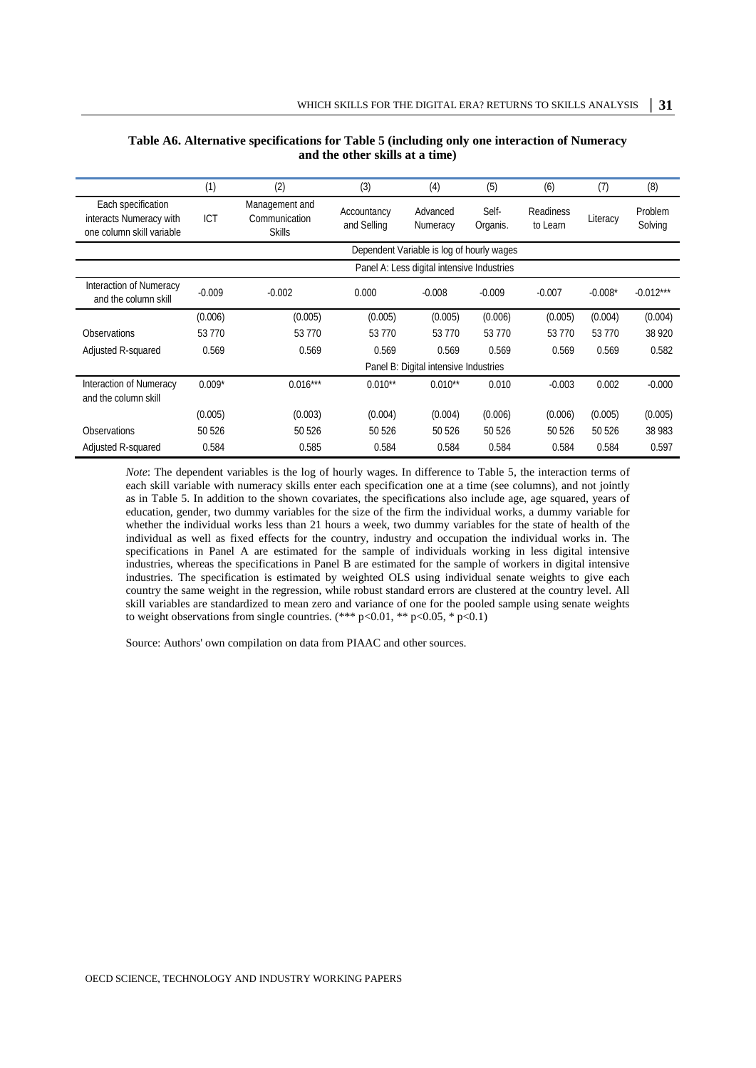**Table A6. Alternative specifications for Table 5 (including only one interaction of Numeracy and the other skills at a time)**

| | (1) | (2) | (3) | (4) | (5) | (6) | (7) | (8) |
|---|---|---|---|---|---|---|---|---|
| Each specification interacts Numeracy with one column skill variable | ICT | Management and Communication Skills | Accountancy and Selling | Advanced Numeracy | Self-Organis. | Readiness to Learn | Literacy | Problem Solving |
| | Dependent Variable is log of hourly wages | | | | | | | |
| | Panel A: Less digital intensive Industries | | | | | | | |
| Interaction of Numeracy and the column skill | -0.009 | -0.002 | 0.000 | -0.008 | -0.009 | -0.007 | -0.008* | -0.012*** |
| | (0.006) | (0.005) | (0.005) | (0.005) | (0.006) | (0.005) | (0.004) | (0.004) |
| Observations | 53 770 | 53 770 | 53 770 | 53 770 | 53 770 | 53 770 | 53 770 | 38 920 |
| Adjusted R-squared | 0.569 | 0.569 | 0.569 | 0.569 | 0.569 | 0.569 | 0.569 | 0.582 |
| | Panel B: Digital intensive Industries | | | | | | | |
| Interaction of Numeracy and the column skill | 0.009* | 0.016*** | 0.010** | 0.010** | 0.010 | -0.003 | 0.002 | -0.000 |
| | (0.005) | (0.003) | (0.004) | (0.004) | (0.006) | (0.006) | (0.005) | (0.005) |
| Observations | 50 526 | 50 526 | 50 526 | 50 526 | 50 526 | 50 526 | 50 526 | 38 983 |
| Adjusted R-squared | 0.584 | 0.585 | 0.584 | 0.584 | 0.584 | 0.584 | 0.584 | 0.597 |

*Note*: The dependent variables is the log of hourly wages. In difference to Table 5, the interaction terms of each skill variable with numeracy skills enter each specification one at a time (see columns), and not jointly as in Table 5. In addition to the shown covariates, the specifications also include age, age squared, years of education, gender, two dummy variables for the size of the firm the individual works, a dummy variable for whether the individual works less than 21 hours a week, two dummy variables for the state of health of the individual as well as fixed effects for the country, industry and occupation the individual works in. The specifications in Panel A are estimated for the sample of individuals working in less digital intensive industries, whereas the specifications in Panel B are estimated for the sample of workers in digital intensive industries. The specification is estimated by weighted OLS using individual senate weights to give each country the same weight in the regression, while robust standard errors are clustered at the country level. All skill variables are standardized to mean zero and variance of one for the pooled sample using senate weights to weight observations from single countries. (*** $p<0.01$, ** $p<0.05$, * $p<0.1$)

Source: Authors' own compilation on data from PIAAC and other sources.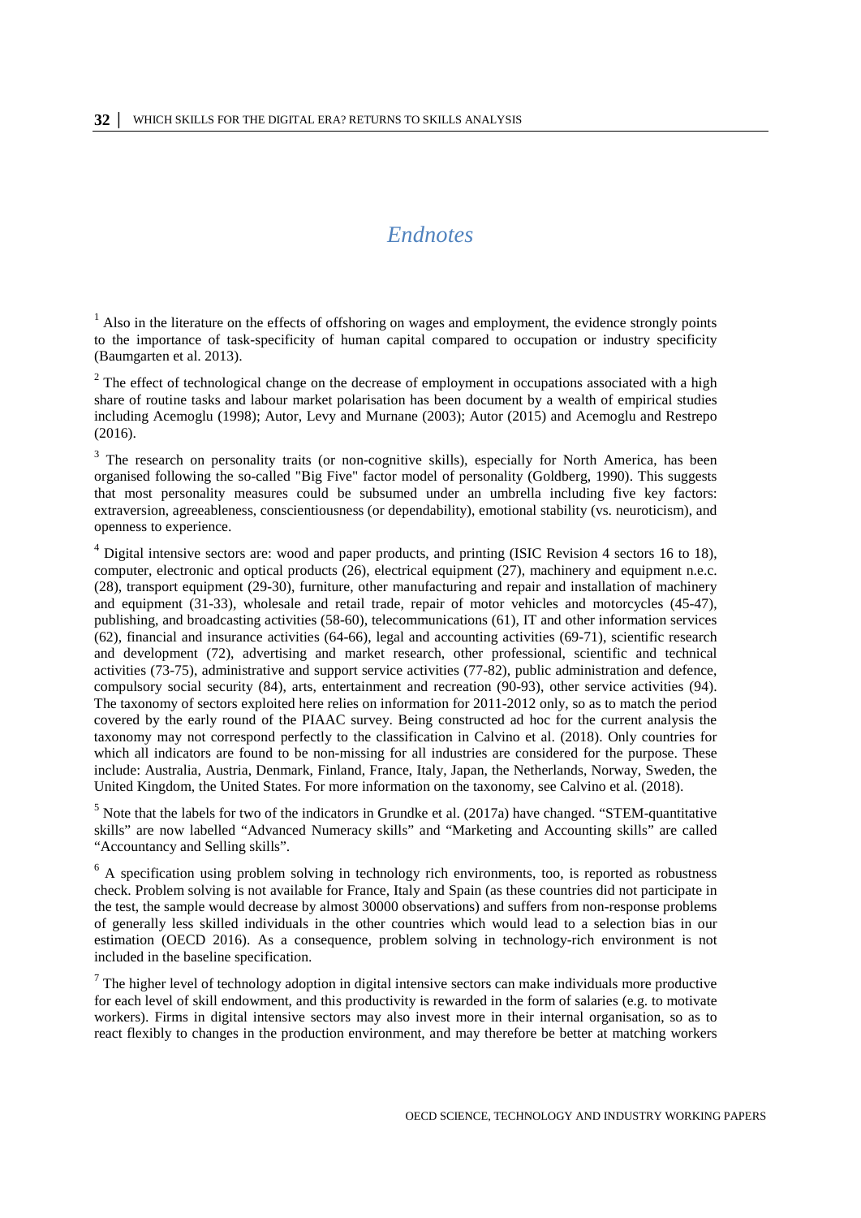# *Endnotes*

[1] Also in the literature on the effects of offshoring on wages and employment, the evidence strongly points to the importance of task-specificity of human capital compared to occupation or industry specificity (Baumgarten et al. 2013).

[2] The effect of technological change on the decrease of employment in occupations associated with a high share of routine tasks and labour market polarisation has been document by a wealth of empirical studies including Acemoglu (1998); Autor, Levy and Murnane (2003); Autor (2015) and Acemoglu and Restrepo (2016).

[3] The research on personality traits (or non-cognitive skills), especially for North America, has been organised following the so-called "Big Five" factor model of personality (Goldberg, 1990). This suggests that most personality measures could be subsumed under an umbrella including five key factors: extraversion, agreeableness, conscientiousness (or dependability), emotional stability (vs. neuroticism), and openness to experience.

[4] Digital intensive sectors are: wood and paper products, and printing (ISIC Revision 4 sectors 16 to 18), computer, electronic and optical products (26), electrical equipment (27), machinery and equipment n.e.c. (28), transport equipment (29-30), furniture, other manufacturing and repair and installation of machinery and equipment (31-33), wholesale and retail trade, repair of motor vehicles and motorcycles (45-47), publishing, and broadcasting activities (58-60), telecommunications (61), IT and other information services (62), financial and insurance activities (64-66), legal and accounting activities (69-71), scientific research and development (72), advertising and market research, other professional, scientific and technical activities (73-75), administrative and support service activities (77-82), public administration and defence, compulsory social security (84), arts, entertainment and recreation (90-93), other service activities (94). The taxonomy of sectors exploited here relies on information for 2011-2012 only, so as to match the period covered by the early round of the PIAAC survey. Being constructed ad hoc for the current analysis the taxonomy may not correspond perfectly to the classification in Calvino et al. (2018). Only countries for which all indicators are found to be non-missing for all industries are considered for the purpose. These include: Australia, Austria, Denmark, Finland, France, Italy, Japan, the Netherlands, Norway, Sweden, the United Kingdom, the United States. For more information on the taxonomy, see Calvino et al. (2018).

[5] Note that the labels for two of the indicators in Grundke et al. (2017a) have changed. "STEM-quantitative skills" are now labelled "Advanced Numeracy skills" and "Marketing and Accounting skills" are called "Accountancy and Selling skills".

[6] A specification using problem solving in technology rich environments, too, is reported as robustness check. Problem solving is not available for France, Italy and Spain (as these countries did not participate in the test, the sample would decrease by almost 30000 observations) and suffers from non-response problems of generally less skilled individuals in the other countries which would lead to a selection bias in our estimation (OECD 2016). As a consequence, problem solving in technology-rich environment is not included in the baseline specification.

[7] The higher level of technology adoption in digital intensive sectors can make individuals more productive for each level of skill endowment, and this productivity is rewarded in the form of salaries (e.g. to motivate workers). Firms in digital intensive sectors may also invest more in their internal organisation, so as to react flexibly to changes in the production environment, and may therefore be better at matching workers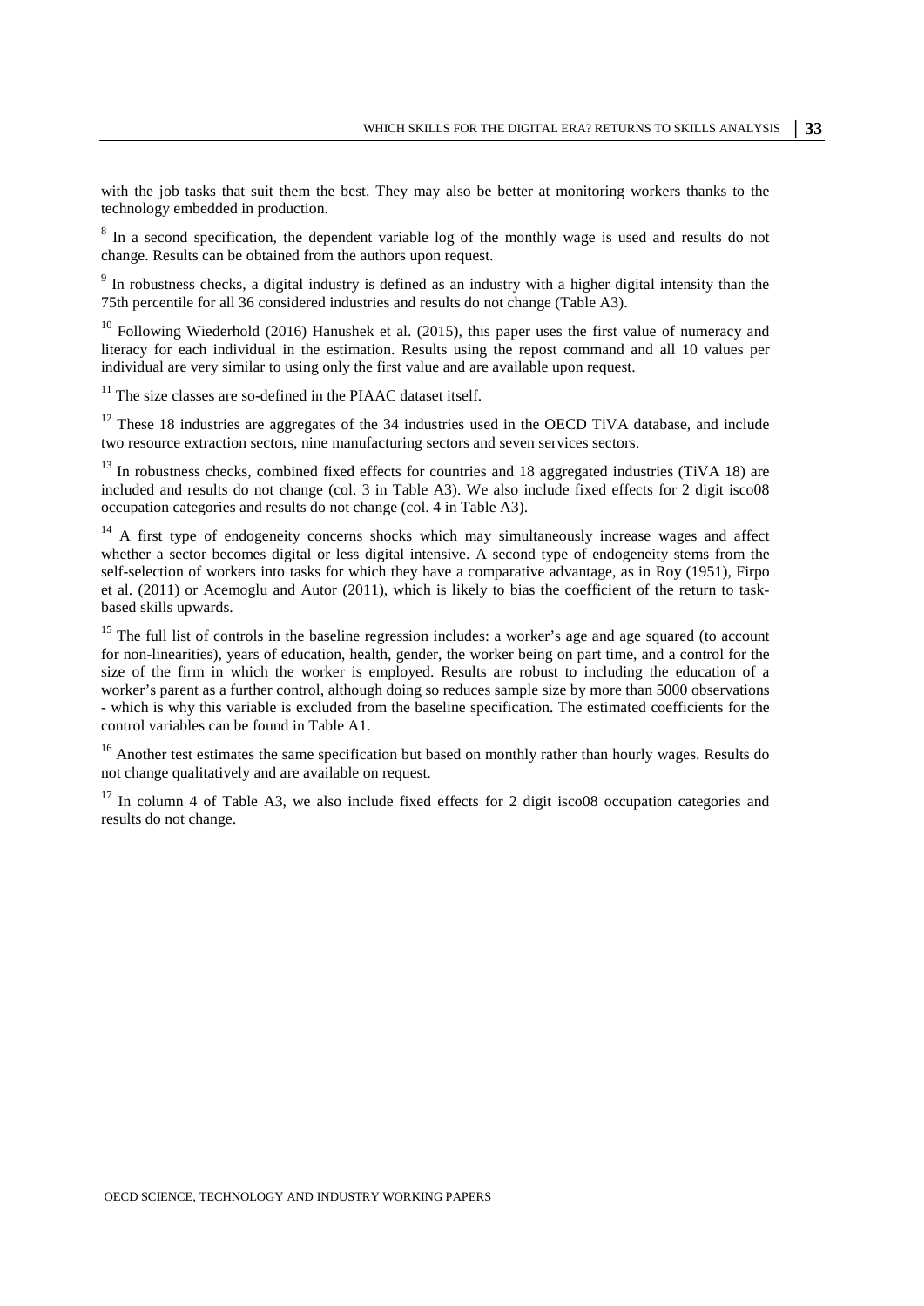with the job tasks that suit them the best. They may also be better at monitoring workers thanks to the technology embedded in production.

[8] In a second specification, the dependent variable log of the monthly wage is used and results do not change. Results can be obtained from the authors upon request.

[9] In robustness checks, a digital industry is defined as an industry with a higher digital intensity than the 75th percentile for all 36 considered industries and results do not change (Table A3).

[10] Following Wiederhold (2016) Hanushek et al. (2015), this paper uses the first value of numeracy and literacy for each individual in the estimation. Results using the repost command and all 10 values per individual are very similar to using only the first value and are available upon request.

[11] The size classes are so-defined in the PIAAC dataset itself.

[12] These 18 industries are aggregates of the 34 industries used in the OECD TiVA database, and include two resource extraction sectors, nine manufacturing sectors and seven services sectors.

[13] In robustness checks, combined fixed effects for countries and 18 aggregated industries (TiVA 18) are included and results do not change (col. 3 in Table A3). We also include fixed effects for 2 digit isco08 occupation categories and results do not change (col. 4 in Table A3).

[14] A first type of endogeneity concerns shocks which may simultaneously increase wages and affect whether a sector becomes digital or less digital intensive. A second type of endogeneity stems from the self-selection of workers into tasks for which they have a comparative advantage, as in Roy (1951), Firpo et al. (2011) or Acemoglu and Autor (2011), which is likely to bias the coefficient of the return to task-based skills upwards.

[15] The full list of controls in the baseline regression includes: a worker's age and age squared (to account for non-linearities), years of education, health, gender, the worker being on part time, and a control for the size of the firm in which the worker is employed. Results are robust to including the education of a worker's parent as a further control, although doing so reduces sample size by more than 5000 observations - which is why this variable is excluded from the baseline specification. The estimated coefficients for the control variables can be found in Table A1.

[16] Another test estimates the same specification but based on monthly rather than hourly wages. Results do not change qualitatively and are available on request.

[17] In column 4 of Table A3, we also include fixed effects for 2 digit isco08 occupation categories and results do not change.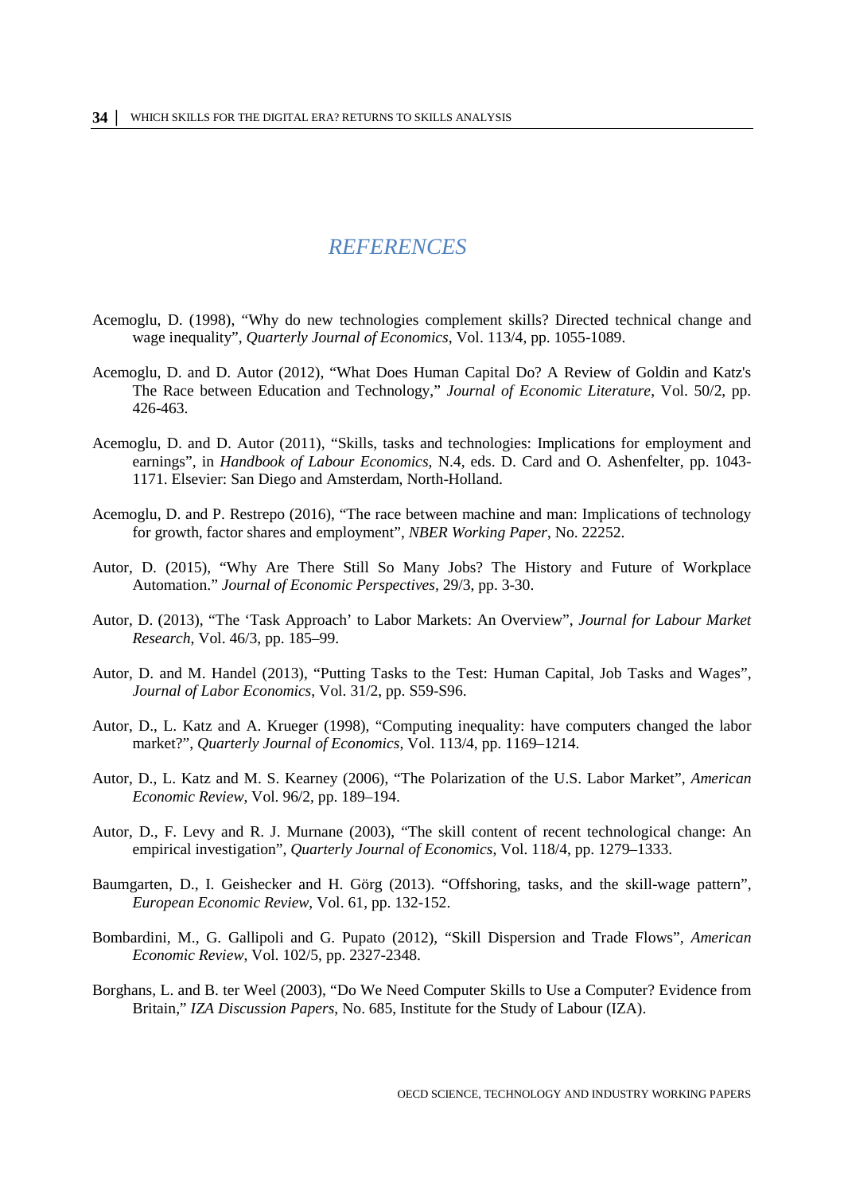# REFERENCES

Acemoglu, D. (1998), “Why do new technologies complement skills? Directed technical change and wage inequality”, *Quarterly Journal of Economics*, Vol. 113/4, pp. 1055-1089.

Acemoglu, D. and D. Autor (2012), “What Does Human Capital Do? A Review of Goldin and Katz's The Race between Education and Technology,” *Journal of Economic Literature*, Vol. 50/2, pp. 426-463.

Acemoglu, D. and D. Autor (2011), “Skills, tasks and technologies: Implications for employment and earnings”, in *Handbook of Labour Economics*, N.4, eds. D. Card and O. Ashenfelter, pp. 1043-1171. Elsevier: San Diego and Amsterdam, North-Holland.

Acemoglu, D. and P. Restrepo (2016), “The race between machine and man: Implications of technology for growth, factor shares and employment”, *NBER Working Paper*, No. 22252.

Autor, D. (2015), “Why Are There Still So Many Jobs? The History and Future of Workplace Automation.” *Journal of Economic Perspectives*, 29/3, pp. 3-30.

Autor, D. (2013), “The ‘Task Approach’ to Labor Markets: An Overview”, *Journal for Labour Market Research*, Vol. 46/3, pp. 185–99.

Autor, D. and M. Handel (2013), “Putting Tasks to the Test: Human Capital, Job Tasks and Wages”, *Journal of Labor Economics*, Vol. 31/2, pp. S59-S96.

Autor, D., L. Katz and A. Krueger (1998), “Computing inequality: have computers changed the labor market?”, *Quarterly Journal of Economics*, Vol. 113/4, pp. 1169–1214.

Autor, D., L. Katz and M. S. Kearney (2006), “The Polarization of the U.S. Labor Market”, *American Economic Review*, Vol. 96/2, pp. 189–194.

Autor, D., F. Levy and R. J. Murnane (2003), “The skill content of recent technological change: An empirical investigation”, *Quarterly Journal of Economics*, Vol. 118/4, pp. 1279–1333.

Baumgarten, D., I. Geishecker and H. Görg (2013). “Offshoring, tasks, and the skill-wage pattern”, *European Economic Review*, Vol. 61, pp. 132-152.

Bombardini, M., G. Gallipoli and G. Pupato (2012), “Skill Dispersion and Trade Flows”, *American Economic Review*, Vol. 102/5, pp. 2327-2348.

Borghans, L. and B. ter Weel (2003), “Do We Need Computer Skills to Use a Computer? Evidence from Britain,” *IZA Discussion Papers*, No. 685, Institute for the Study of Labour (IZA).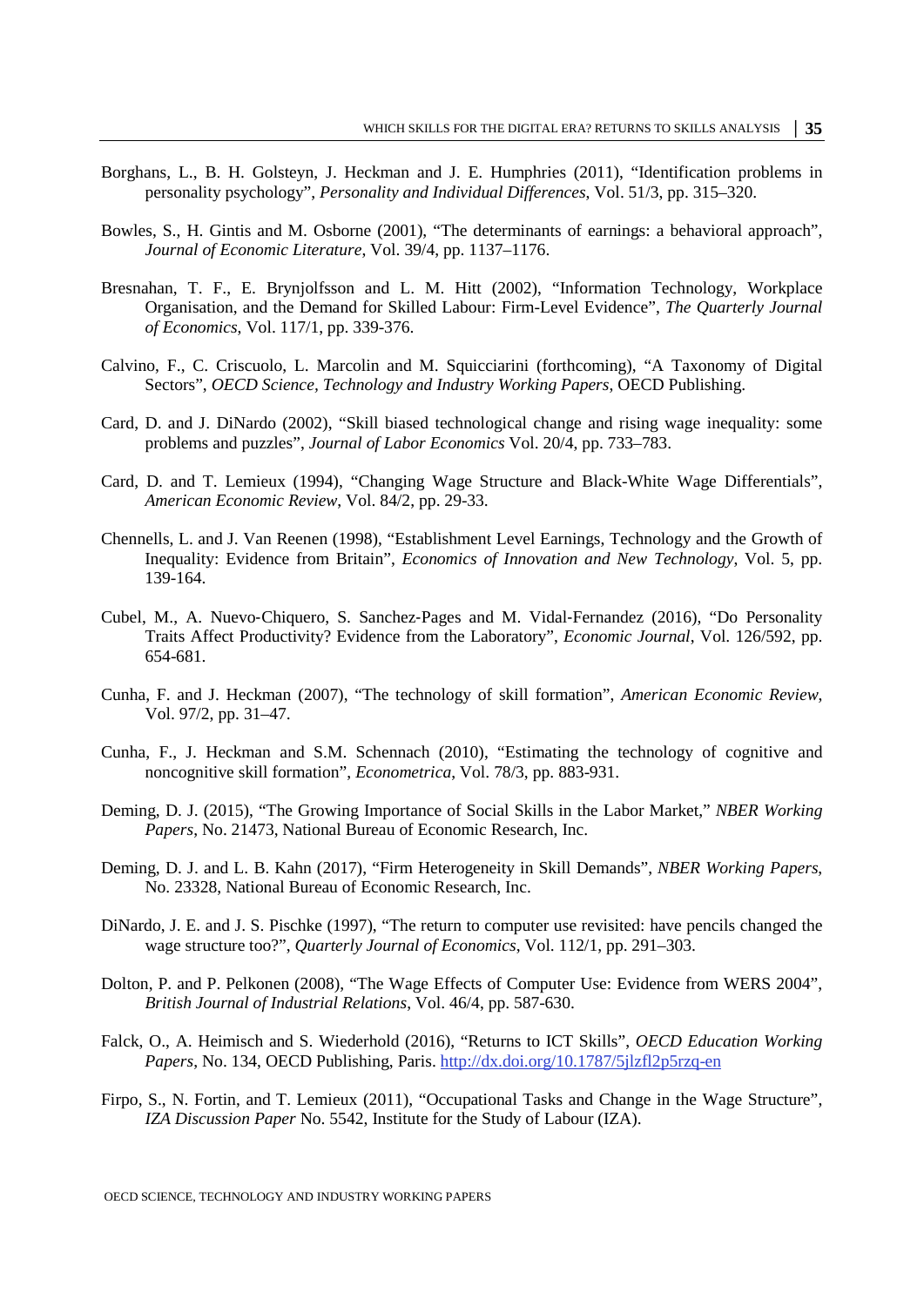Borghans, L., B. H. Golsteyn, J. Heckman and J. E. Humphries (2011), "Identification problems in personality psychology", *Personality and Individual Differences*, Vol. 51/3, pp. 315–320.

Bowles, S., H. Gintis and M. Osborne (2001), "The determinants of earnings: a behavioral approach", *Journal of Economic Literature*, Vol. 39/4, pp. 1137–1176.

Bresnahan, T. F., E. Brynjolfsson and L. M. Hitt (2002), "Information Technology, Workplace Organisation, and the Demand for Skilled Labour: Firm-Level Evidence", *The Quarterly Journal of Economics*, Vol. 117/1, pp. 339-376.

Calvino, F., C. Criscuolo, L. Marcolin and M. Squicciarini (forthcoming), "A Taxonomy of Digital Sectors", *OECD Science, Technology and Industry Working Papers*, OECD Publishing.

Card, D. and J. DiNardo (2002), "Skill biased technological change and rising wage inequality: some problems and puzzles", *Journal of Labor Economics* Vol. 20/4, pp. 733–783.

Card, D. and T. Lemieux (1994), "Changing Wage Structure and Black-White Wage Differentials", *American Economic Review*, Vol. 84/2, pp. 29-33.

Chennells, L. and J. Van Reenen (1998), "Establishment Level Earnings, Technology and the Growth of Inequality: Evidence from Britain", *Economics of Innovation and New Technology*, Vol. 5, pp. 139-164.

Cubel, M., A. Nuevo-Chiquero, S. Sanchez-Pages and M. Vidal-Fernandez (2016), "Do Personality Traits Affect Productivity? Evidence from the Laboratory", *Economic Journal*, Vol. 126/592, pp. 654-681.

Cunha, F. and J. Heckman (2007), "The technology of skill formation", *American Economic Review*, Vol. 97/2, pp. 31–47.

Cunha, F., J. Heckman and S.M. Schennach (2010), "Estimating the technology of cognitive and noncognitive skill formation", *Econometrica*, Vol. 78/3, pp. 883-931.

Deming, D. J. (2015), "The Growing Importance of Social Skills in the Labor Market," *NBER Working Papers*, No. 21473, National Bureau of Economic Research, Inc.

Deming, D. J. and L. B. Kahn (2017), "Firm Heterogeneity in Skill Demands", *NBER Working Papers*, No. 23328, National Bureau of Economic Research, Inc.

DiNardo, J. E. and J. S. Pischke (1997), "The return to computer use revisited: have pencils changed the wage structure too?", *Quarterly Journal of Economics*, Vol. 112/1, pp. 291–303.

Dolton, P. and P. Pelkonen (2008), "The Wage Effects of Computer Use: Evidence from WERS 2004", *British Journal of Industrial Relations*, Vol. 46/4, pp. 587-630.

Falck, O., A. Heimisch and S. Wiederhold (2016), "Returns to ICT Skills", *OECD Education Working Papers*, No. 134, OECD Publishing, Paris. http://dx.doi.org/10.1787/5jlzfl2p5rzq-en

Firpo, S., N. Fortin, and T. Lemieux (2011), "Occupational Tasks and Change in the Wage Structure", *IZA Discussion Paper* No. 5542, Institute for the Study of Labour (IZA).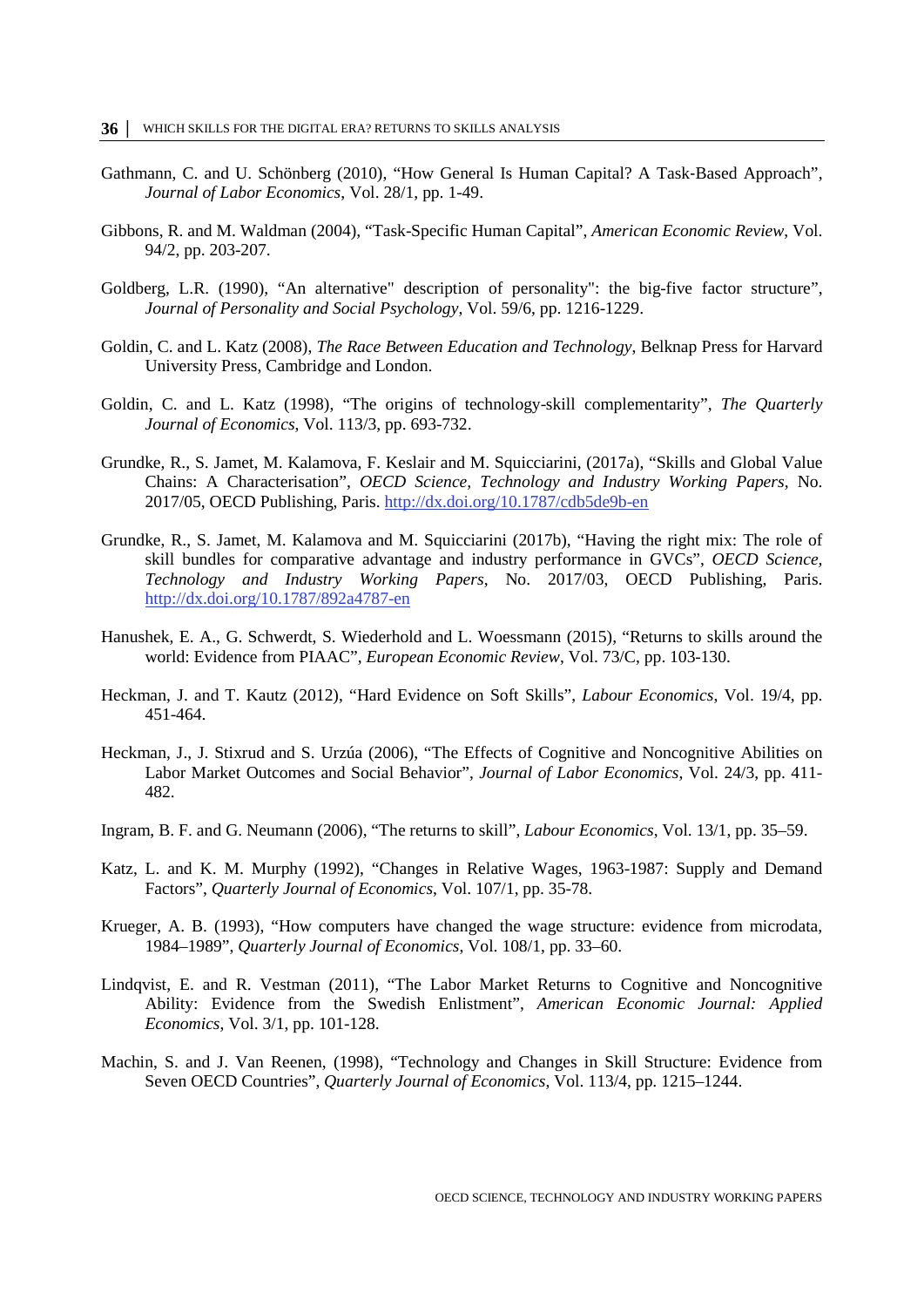Gathmann, C. and U. Schönberg (2010), "How General Is Human Capital? A Task-Based Approach", *Journal of Labor Economics*, Vol. 28/1, pp. 1-49.

Gibbons, R. and M. Waldman (2004), "Task-Specific Human Capital", *American Economic Review*, Vol. 94/2, pp. 203-207.

Goldberg, L.R. (1990), "An alternative" description of personality": the big-five factor structure", *Journal of Personality and Social Psychology*, Vol. 59/6, pp. 1216-1229.

Goldin, C. and L. Katz (2008), *The Race Between Education and Technology*, Belknap Press for Harvard University Press, Cambridge and London.

Goldin, C. and L. Katz (1998), "The origins of technology-skill complementarity", *The Quarterly Journal of Economics*, Vol. 113/3, pp. 693-732.

Grundke, R., S. Jamet, M. Kalamova, F. Keslair and M. Squicciarini, (2017a), "Skills and Global Value Chains: A Characterisation", *OECD Science, Technology and Industry Working Papers*, No. 2017/05, OECD Publishing, Paris. http://dx.doi.org/10.1787/cdb5de9b-en

Grundke, R., S. Jamet, M. Kalamova and M. Squicciarini (2017b), "Having the right mix: The role of skill bundles for comparative advantage and industry performance in GVCs", *OECD Science, Technology and Industry Working Papers*, No. 2017/03, OECD Publishing, Paris. http://dx.doi.org/10.1787/892a4787-en

Hanushek, E. A., G. Schwerdt, S. Wiederhold and L. Woessmann (2015), "Returns to skills around the world: Evidence from PIAAC", *European Economic Review*, Vol. 73/C, pp. 103-130.

Heckman, J. and T. Kautz (2012), "Hard Evidence on Soft Skills", *Labour Economics*, Vol. 19/4, pp. 451-464.

Heckman, J., J. Stixrud and S. Urzúa (2006), "The Effects of Cognitive and Noncognitive Abilities on Labor Market Outcomes and Social Behavior", *Journal of Labor Economics*, Vol. 24/3, pp. 411-482.

Ingram, B. F. and G. Neumann (2006), "The returns to skill", *Labour Economics*, Vol. 13/1, pp. 35–59.

Katz, L. and K. M. Murphy (1992), "Changes in Relative Wages, 1963-1987: Supply and Demand Factors", *Quarterly Journal of Economics*, Vol. 107/1, pp. 35-78.

Krueger, A. B. (1993), "How computers have changed the wage structure: evidence from microdata, 1984–1989", *Quarterly Journal of Economics*, Vol. 108/1, pp. 33–60.

Lindqvist, E. and R. Vestman (2011), "The Labor Market Returns to Cognitive and Noncognitive Ability: Evidence from the Swedish Enlistment", *American Economic Journal: Applied Economics*, Vol. 3/1, pp. 101-128.

Machin, S. and J. Van Reenen, (1998), "Technology and Changes in Skill Structure: Evidence from Seven OECD Countries", *Quarterly Journal of Economics*, Vol. 113/4, pp. 1215–1244.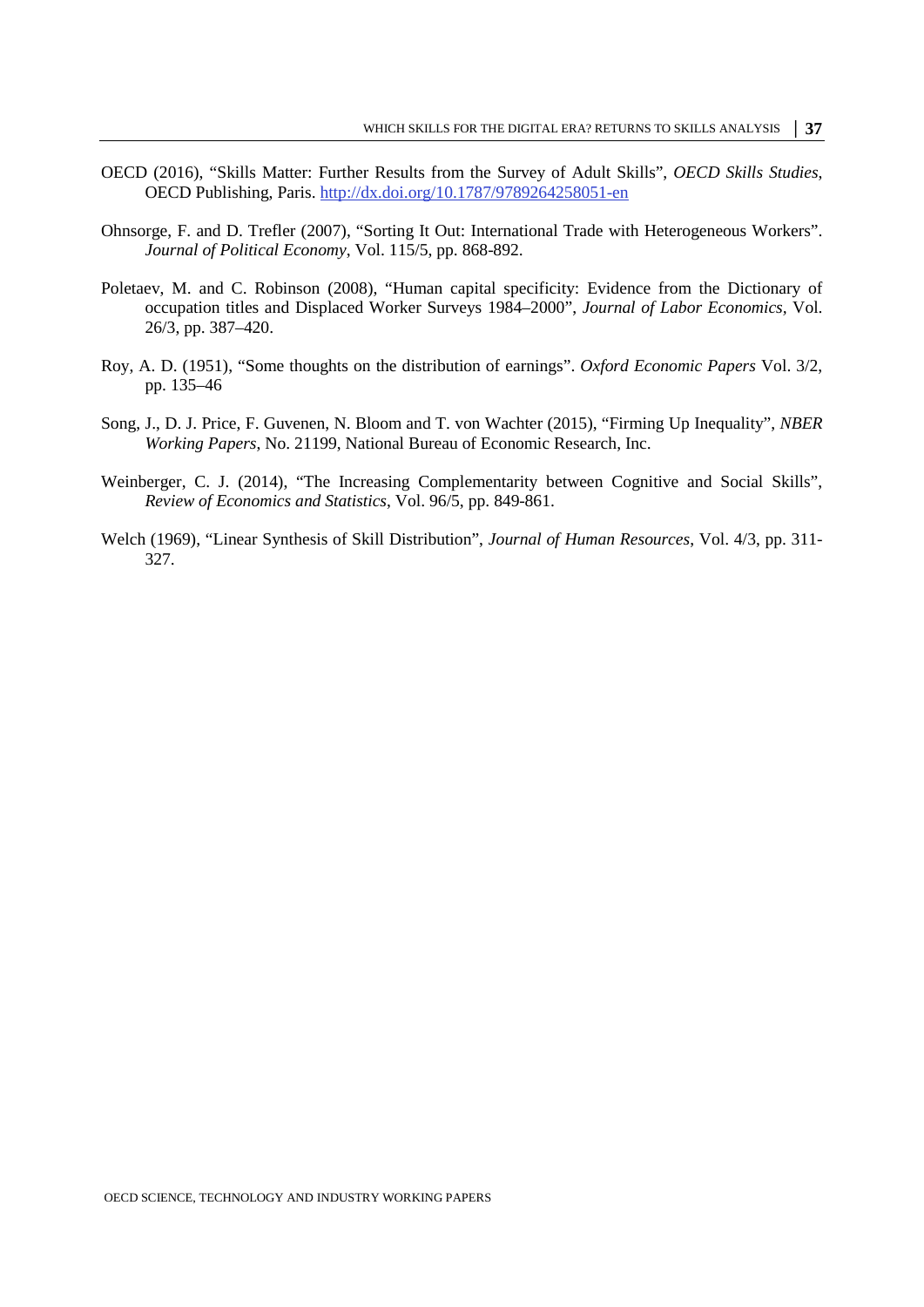OECD (2016), "Skills Matter: Further Results from the Survey of Adult Skills", *OECD Skills Studies*, OECD Publishing, Paris. http://dx.doi.org/10.1787/9789264258051-en

Ohnsorge, F. and D. Trefler (2007), "Sorting It Out: International Trade with Heterogeneous Workers". *Journal of Political Economy*, Vol. 115/5, pp. 868-892.

Poletaev, M. and C. Robinson (2008), "Human capital specificity: Evidence from the Dictionary of occupation titles and Displaced Worker Surveys 1984–2000", *Journal of Labor Economics*, Vol. 26/3, pp. 387–420.

Roy, A. D. (1951), "Some thoughts on the distribution of earnings". *Oxford Economic Papers* Vol. 3/2, pp. 135–46

Song, J., D. J. Price, F. Guvenen, N. Bloom and T. von Wachter (2015), "Firming Up Inequality", *NBER Working Papers*, No. 21199, National Bureau of Economic Research, Inc.

Weinberger, C. J. (2014), "The Increasing Complementarity between Cognitive and Social Skills", *Review of Economics and Statistics*, Vol. 96/5, pp. 849-861.

Welch (1969), "Linear Synthesis of Skill Distribution", *Journal of Human Resources*, Vol. 4/3, pp. 311-327.